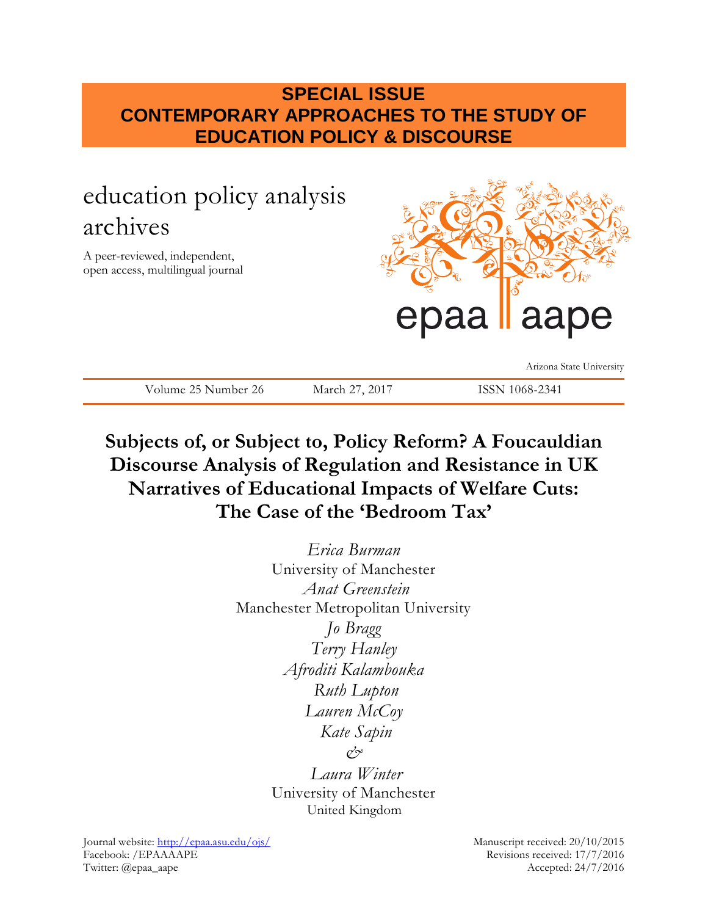**SPECIAL ISSUE**
**CONTEMPORARY APPROACHES TO THE STUDY OF EDUCATION POLICY & DISCOURSE**

education policy analysis archives

A peer-reviewed, independent, open access, multilingual journal

epaa aape

Arizona State University

Volume 25 Number 26 | March 27, 2017 | ISSN 1068-2341

# Subjects of, or Subject to, Policy Reform? A Foucauldian Discourse Analysis of Regulation and Resistance in UK Narratives of Educational Impacts of Welfare Cuts: The Case of the 'Bedroom Tax'

*Erica Burman*
University of Manchester
*Anat Greenstein*
Manchester Metropolitan University
*Jo Bragg*
*Terry Hanley*
*Afroditi Kalambouka*
*Ruth Lupton*
*Lauren McCoy*
*Kate Sapin*
*&*
*Laura Winter*
University of Manchester
United Kingdom

Journal website: http://epaa.asu.edu/ojs/
Facebook: /EPAAAAPE
Twitter: @epaa_aape

Manuscript received: 20/10/2015
Revisions received: 17/7/2016
Accepted: 24/7/2016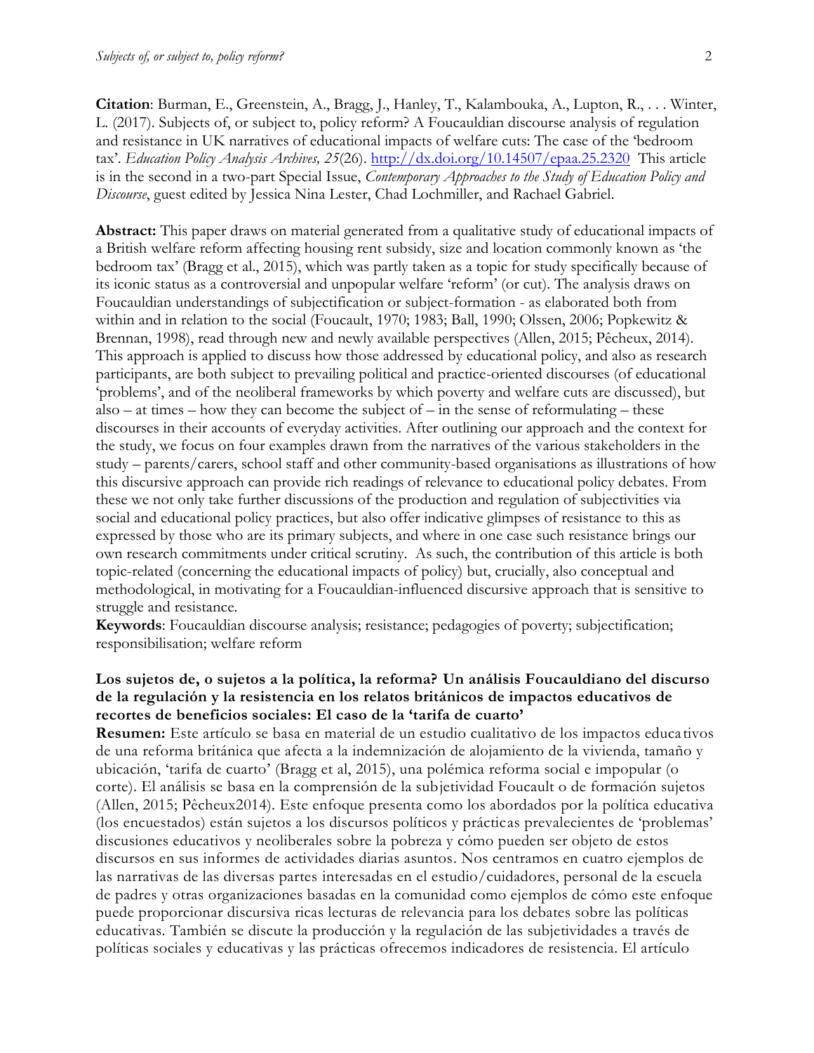**Citation**: Burman, E., Greenstein, A., Bragg, J., Hanley, T., Kalambouka, A., Lupton, R., . . . Winter, L. (2017). Subjects of, or subject to, policy reform? A Foucauldian discourse analysis of regulation and resistance in UK narratives of educational impacts of welfare cuts: The case of the 'bedroom tax'. *Education Policy Analysis Archives, 25*(26). http://dx.doi.org/10.14507/epaa.25.2320 This article is in the second in a two-part Special Issue, *Contemporary Approaches to the Study of Education Policy and Discourse*, guest edited by Jessica Nina Lester, Chad Lochmiller, and Rachael Gabriel.

**Abstract:** This paper draws on material generated from a qualitative study of educational impacts of a British welfare reform affecting housing rent subsidy, size and location commonly known as 'the bedroom tax' (Bragg et al., 2015), which was partly taken as a topic for study specifically because of its iconic status as a controversial and unpopular welfare 'reform' (or cut). The analysis draws on Foucauldian understandings of subjectification or subject-formation - as elaborated both from within and in relation to the social (Foucault, 1970; 1983; Ball, 1990; Olssen, 2006; Popkewitz & Brennan, 1998), read through new and newly available perspectives (Allen, 2015; Pêcheux, 2014). This approach is applied to discuss how those addressed by educational policy, and also as research participants, are both subject to prevailing political and practice-oriented discourses (of educational 'problems', and of the neoliberal frameworks by which poverty and welfare cuts are discussed), but also – at times – how they can become the subject of – in the sense of reformulating – these discourses in their accounts of everyday activities. After outlining our approach and the context for the study, we focus on four examples drawn from the narratives of the various stakeholders in the study – parents/carers, school staff and other community-based organisations as illustrations of how this discursive approach can provide rich readings of relevance to educational policy debates. From these we not only take further discussions of the production and regulation of subjectivities via social and educational policy practices, but also offer indicative glimpses of resistance to this as expressed by those who are its primary subjects, and where in one case such resistance brings our own research commitments under critical scrutiny. As such, the contribution of this article is both topic-related (concerning the educational impacts of policy) but, crucially, also conceptual and methodological, in motivating for a Foucauldian-influenced discursive approach that is sensitive to struggle and resistance.

**Keywords**: Foucauldian discourse analysis; resistance; pedagogies of poverty; subjectification; responsibilisation; welfare reform

**Los sujetos de, o sujetos a la política, la reforma? Un análisis Foucauldiano del discurso de la regulación y la resistencia en los relatos británicos de impactos educativos de recortes de beneficios sociales: El caso de la 'tarifa de cuarto'**

**Resumen:** Este artículo se basa en material de un estudio cualitativo de los impactos educativos de una reforma británica que afecta a la indemnización de alojamiento de la vivienda, tamaño y ubicación, 'tarifa de cuarto' (Bragg et al, 2015), una polémica reforma social e impopular (o corte). El análisis se basa en la comprensión de la subjetividad Foucault o de formación sujetos (Allen, 2015; Pêcheux2014). Este enfoque presenta como los abordados por la política educativa (los encuestados) están sujetos a los discursos políticos y prácticas prevalecientes de 'problemas' discusiones educativos y neoliberales sobre la pobreza y cómo pueden ser objeto de estos discursos en sus informes de actividades diarias asuntos. Nos centramos en cuatro ejemplos de las narrativas de las diversas partes interesadas en el estudio/cuidadores, personal de la escuela de padres y otras organizaciones basadas en la comunidad como ejemplos de cómo este enfoque puede proporcionar discursiva ricas lecturas de relevancia para los debates sobre las políticas educativas. También se discute la producción y la regulación de las subjetividades a través de políticas sociales y educativas y las prácticas ofrecemos indicadores de resistencia. El artículo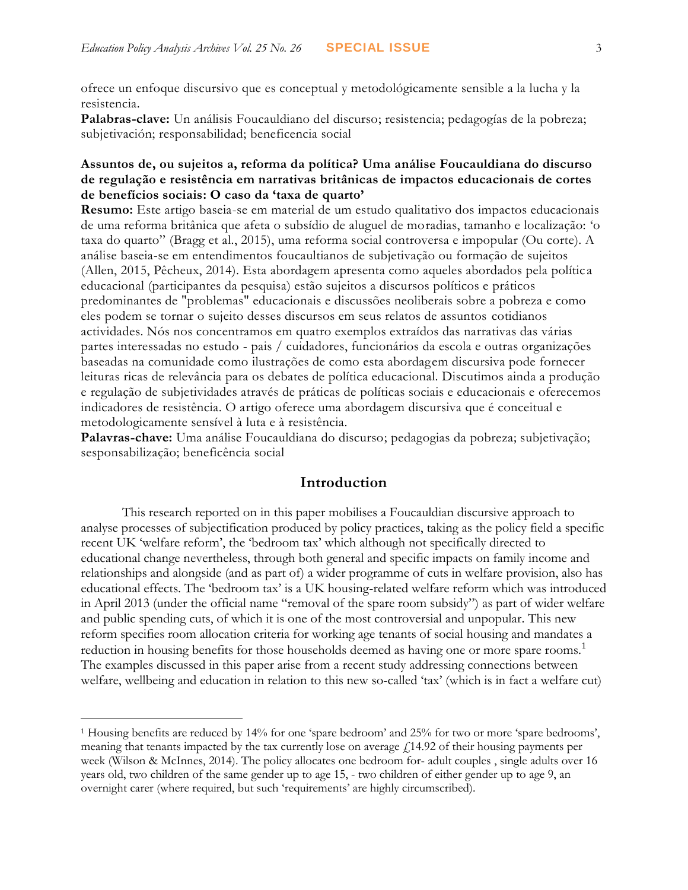ofrece un enfoque discursivo que es conceptual y metodológicamente sensible a la lucha y la resistencia.
**Palabras-clave:** Un análisis Foucauldiano del discurso; resistencia; pedagogías de la pobreza; subjetivación; responsabilidad; beneficencia social

**Assuntos de, ou sujeitos a, reforma da política? Uma análise Foucauldiana do discurso de regulação e resistência em narrativas britânicas de impactos educacionais de cortes de benefícios sociais: O caso da 'taxa de quarto'**
**Resumo:** Este artigo baseia-se em material de um estudo qualitativo dos impactos educacionais de uma reforma britânica que afeta o subsídio de aluguel de moradias, tamanho e localização: 'o taxa do quarto" (Bragg et al., 2015), uma reforma social controversa e impopular (Ou corte). A análise baseia-se em entendimentos foucaultianos de subjetivação ou formação de sujeitos (Allen, 2015, Pêcheux, 2014). Esta abordagem apresenta como aqueles abordados pela política educacional (participantes da pesquisa) estão sujeitos a discursos políticos e práticos predominantes de "problemas" educacionais e discussões neoliberais sobre a pobreza e como eles podem se tornar o sujeito desses discursos em seus relatos de assuntos cotidianos actividades. Nós nos concentramos em quatro exemplos extraídos das narrativas das várias partes interessadas no estudo - pais / cuidadores, funcionários da escola e outras organizações baseadas na comunidade como ilustrações de como esta abordagem discursiva pode fornecer leituras ricas de relevância para os debates de política educacional. Discutimos ainda a produção e regulação de subjetividades através de práticas de políticas sociais e educacionais e oferecemos indicadores de resistência. O artigo oferece uma abordagem discursiva que é conceitual e metodologicamente sensível à luta e à resistência.
**Palavras-chave:** Uma análise Foucauldiana do discurso; pedagogias da pobreza; subjetivação; sesponsabilização; beneficência social

## Introduction

This research reported on in this paper mobilises a Foucauldian discursive approach to analyse processes of subjectification produced by policy practices, taking as the policy field a specific recent UK 'welfare reform', the 'bedroom tax' which although not specifically directed to educational change nevertheless, through both general and specific impacts on family income and relationships and alongside (and as part of) a wider programme of cuts in welfare provision, also has educational effects. The 'bedroom tax' is a UK housing-related welfare reform which was introduced in April 2013 (under the official name "removal of the spare room subsidy") as part of wider welfare and public spending cuts, of which it is one of the most controversial and unpopular. This new reform specifies room allocation criteria for working age tenants of social housing and mandates a reduction in housing benefits for those households deemed as having one or more spare rooms.[1] The examples discussed in this paper arise from a recent study addressing connections between welfare, wellbeing and education in relation to this new so-called 'tax' (which is in fact a welfare cut)

[1] Housing benefits are reduced by 14% for one 'spare bedroom' and 25% for two or more 'spare bedrooms', meaning that tenants impacted by the tax currently lose on average £14.92 of their housing payments per week (Wilson & McInnes, 2014). The policy allocates one bedroom for- adult couples , single adults over 16 years old, two children of the same gender up to age 15, - two children of either gender up to age 9, an overnight carer (where required, but such 'requirements' are highly circumscribed).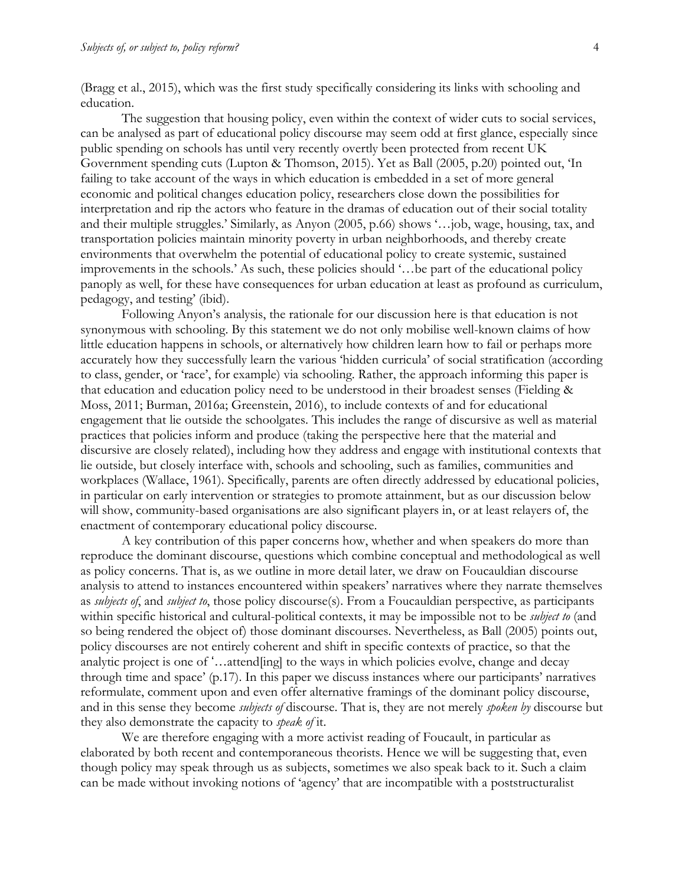(Bragg et al., 2015), which was the first study specifically considering its links with schooling and education.

The suggestion that housing policy, even within the context of wider cuts to social services, can be analysed as part of educational policy discourse may seem odd at first glance, especially since public spending on schools has until very recently overtly been protected from recent UK Government spending cuts (Lupton & Thomson, 2015). Yet as Ball (2005, p.20) pointed out, 'In failing to take account of the ways in which education is embedded in a set of more general economic and political changes education policy, researchers close down the possibilities for interpretation and rip the actors who feature in the dramas of education out of their social totality and their multiple struggles.' Similarly, as Anyon (2005, p.66) shows '…job, wage, housing, tax, and transportation policies maintain minority poverty in urban neighborhoods, and thereby create environments that overwhelm the potential of educational policy to create systemic, sustained improvements in the schools.' As such, these policies should '…be part of the educational policy panoply as well, for these have consequences for urban education at least as profound as curriculum, pedagogy, and testing' (ibid).

Following Anyon's analysis, the rationale for our discussion here is that education is not synonymous with schooling. By this statement we do not only mobilise well-known claims of how little education happens in schools, or alternatively how children learn how to fail or perhaps more accurately how they successfully learn the various 'hidden curricula' of social stratification (according to class, gender, or 'race', for example) via schooling. Rather, the approach informing this paper is that education and education policy need to be understood in their broadest senses (Fielding & Moss, 2011; Burman, 2016a; Greenstein, 2016), to include contexts of and for educational engagement that lie outside the schoolgates. This includes the range of discursive as well as material practices that policies inform and produce (taking the perspective here that the material and discursive are closely related), including how they address and engage with institutional contexts that lie outside, but closely interface with, schools and schooling, such as families, communities and workplaces (Wallace, 1961). Specifically, parents are often directly addressed by educational policies, in particular on early intervention or strategies to promote attainment, but as our discussion below will show, community-based organisations are also significant players in, or at least relayers of, the enactment of contemporary educational policy discourse.

A key contribution of this paper concerns how, whether and when speakers do more than reproduce the dominant discourse, questions which combine conceptual and methodological as well as policy concerns. That is, as we outline in more detail later, we draw on Foucauldian discourse analysis to attend to instances encountered within speakers' narratives where they narrate themselves as *subjects of*, and *subject to*, those policy discourse(s). From a Foucauldian perspective, as participants within specific historical and cultural-political contexts, it may be impossible not to be *subject to* (and so being rendered the object of) those dominant discourses. Nevertheless, as Ball (2005) points out, policy discourses are not entirely coherent and shift in specific contexts of practice, so that the analytic project is one of '…attend[ing] to the ways in which policies evolve, change and decay through time and space' (p.17). In this paper we discuss instances where our participants' narratives reformulate, comment upon and even offer alternative framings of the dominant policy discourse, and in this sense they become *subjects of* discourse. That is, they are not merely *spoken by* discourse but they also demonstrate the capacity to *speak of* it.

We are therefore engaging with a more activist reading of Foucault, in particular as elaborated by both recent and contemporaneous theorists. Hence we will be suggesting that, even though policy may speak through us as subjects, sometimes we also speak back to it. Such a claim can be made without invoking notions of 'agency' that are incompatible with a poststructuralist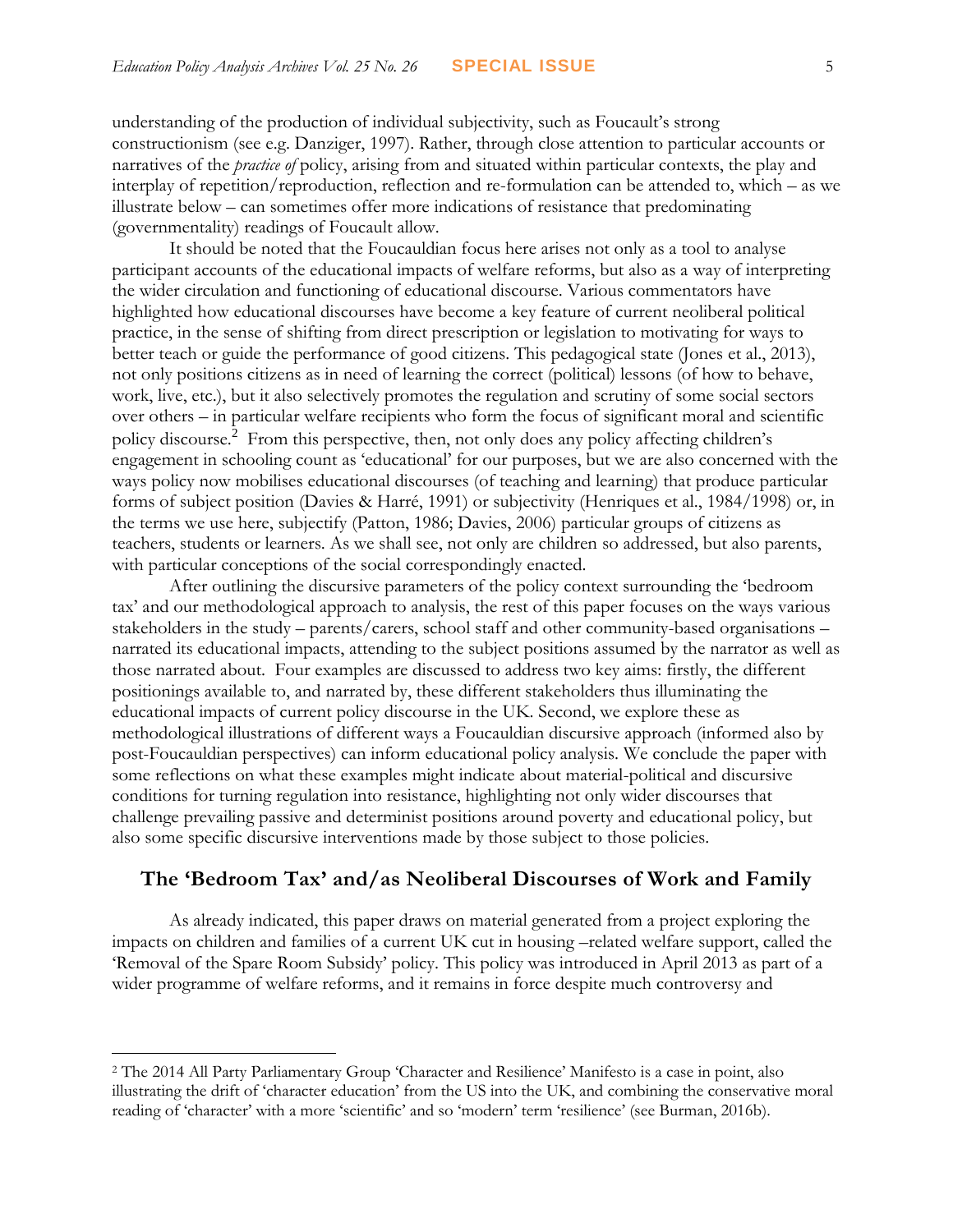understanding of the production of individual subjectivity, such as Foucault's strong constructionism (see e.g. Danziger, 1997). Rather, through close attention to particular accounts or narratives of the *practice of* policy, arising from and situated within particular contexts, the play and interplay of repetition/reproduction, reflection and re-formulation can be attended to, which – as we illustrate below – can sometimes offer more indications of resistance that predominating (governmentality) readings of Foucault allow.

It should be noted that the Foucauldian focus here arises not only as a tool to analyse participant accounts of the educational impacts of welfare reforms, but also as a way of interpreting the wider circulation and functioning of educational discourse. Various commentators have highlighted how educational discourses have become a key feature of current neoliberal political practice, in the sense of shifting from direct prescription or legislation to motivating for ways to better teach or guide the performance of good citizens. This pedagogical state (Jones et al., 2013), not only positions citizens as in need of learning the correct (political) lessons (of how to behave, work, live, etc.), but it also selectively promotes the regulation and scrutiny of some social sectors over others – in particular welfare recipients who form the focus of significant moral and scientific policy discourse.[2] From this perspective, then, not only does any policy affecting children's engagement in schooling count as 'educational' for our purposes, but we are also concerned with the ways policy now mobilises educational discourses (of teaching and learning) that produce particular forms of subject position (Davies & Harré, 1991) or subjectivity (Henriques et al., 1984/1998) or, in the terms we use here, subjectify (Patton, 1986; Davies, 2006) particular groups of citizens as teachers, students or learners. As we shall see, not only are children so addressed, but also parents, with particular conceptions of the social correspondingly enacted.

After outlining the discursive parameters of the policy context surrounding the 'bedroom tax' and our methodological approach to analysis, the rest of this paper focuses on the ways various stakeholders in the study – parents/carers, school staff and other community-based organisations – narrated its educational impacts, attending to the subject positions assumed by the narrator as well as those narrated about. Four examples are discussed to address two key aims: firstly, the different positionings available to, and narrated by, these different stakeholders thus illuminating the educational impacts of current policy discourse in the UK. Second, we explore these as methodological illustrations of different ways a Foucauldian discursive approach (informed also by post-Foucauldian perspectives) can inform educational policy analysis. We conclude the paper with some reflections on what these examples might indicate about material-political and discursive conditions for turning regulation into resistance, highlighting not only wider discourses that challenge prevailing passive and determinist positions around poverty and educational policy, but also some specific discursive interventions made by those subject to those policies.

## The 'Bedroom Tax' and/as Neoliberal Discourses of Work and Family

As already indicated, this paper draws on material generated from a project exploring the impacts on children and families of a current UK cut in housing –related welfare support, called the 'Removal of the Spare Room Subsidy' policy. This policy was introduced in April 2013 as part of a wider programme of welfare reforms, and it remains in force despite much controversy and

[2] The 2014 All Party Parliamentary Group 'Character and Resilience' Manifesto is a case in point, also illustrating the drift of 'character education' from the US into the UK, and combining the conservative moral reading of 'character' with a more 'scientific' and so 'modern' term 'resilience' (see Burman, 2016b).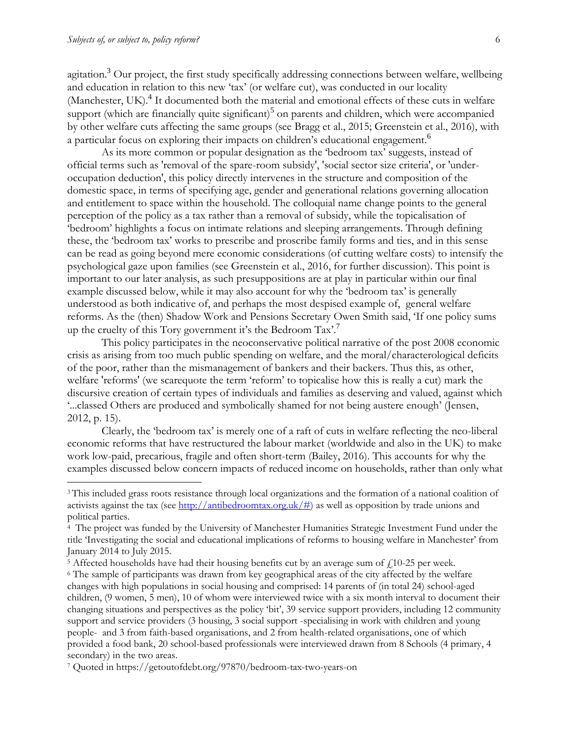agitation.[3] Our project, the first study specifically addressing connections between welfare, wellbeing and education in relation to this new 'tax' (or welfare cut), was conducted in our locality (Manchester, UK).[4] It documented both the material and emotional effects of these cuts in welfare support (which are financially quite significant)[5] on parents and children, which were accompanied by other welfare cuts affecting the same groups (see Bragg et al., 2015; Greenstein et al., 2016), with a particular focus on exploring their impacts on children's educational engagement.[6]

As its more common or popular designation as the 'bedroom tax' suggests, instead of official terms such as 'removal of the spare-room subsidy', 'social sector size criteria', or 'under-occupation deduction', this policy directly intervenes in the structure and composition of the domestic space, in terms of specifying age, gender and generational relations governing allocation and entitlement to space within the household. The colloquial name change points to the general perception of the policy as a tax rather than a removal of subsidy, while the topicalisation of 'bedroom' highlights a focus on intimate relations and sleeping arrangements. Through defining these, the 'bedroom tax' works to prescribe and proscribe family forms and ties, and in this sense can be read as going beyond mere economic considerations (of cutting welfare costs) to intensify the psychological gaze upon families (see Greenstein et al., 2016, for further discussion). This point is important to our later analysis, as such presuppositions are at play in particular within our final example discussed below, while it may also account for why the 'bedroom tax' is generally understood as both indicative of, and perhaps the most despised example of, general welfare reforms. As the (then) Shadow Work and Pensions Secretary Owen Smith said, 'If one policy sums up the cruelty of this Tory government it's the Bedroom Tax'.[7]

This policy participates in the neoconservative political narrative of the post 2008 economic crisis as arising from too much public spending on welfare, and the moral/characterological deficits of the poor, rather than the mismanagement of bankers and their backers. Thus this, as other, welfare 'reforms' (we scarequote the term 'reform' to topicalise how this is really a cut) mark the discursive creation of certain types of individuals and families as deserving and valued, against which '...classed Others are produced and symbolically shamed for not being austere enough' (Jensen, 2012, p. 15).

Clearly, the 'bedroom tax' is merely one of a raft of cuts in welfare reflecting the neo-liberal economic reforms that have restructured the labour market (worldwide and also in the UK) to make work low-paid, precarious, fragile and often short-term (Bailey, 2016). This accounts for why the examples discussed below concern impacts of reduced income on households, rather than only what

---

[3] This included grass roots resistance through local organizations and the formation of a national coalition of activists against the tax (see http://antibedroomtax.org.uk/#) as well as opposition by trade unions and political parties.

[4] The project was funded by the University of Manchester Humanities Strategic Investment Fund under the title 'Investigating the social and educational implications of reforms to housing welfare in Manchester' from January 2014 to July 2015.

[5] Affected households have had their housing benefits cut by an average sum of £10-25 per week.

[6] The sample of participants was drawn from key geographical areas of the city affected by the welfare changes with high populations in social housing and comprised: 14 parents of (in total 24) school-aged children, (9 women, 5 men), 10 of whom were interviewed twice with a six month interval to document their changing situations and perspectives as the policy 'bit', 39 service support providers, including 12 community support and service providers (3 housing, 3 social support -specialising in work with children and young people- and 3 from faith-based organisations, and 2 from health-related organisations, one of which provided a food bank, 20 school-based professionals were interviewed drawn from 8 Schools (4 primary, 4 secondary) in the two areas.

[7] Quoted in https://getoutofdebt.org/97870/bedroom-tax-two-years-on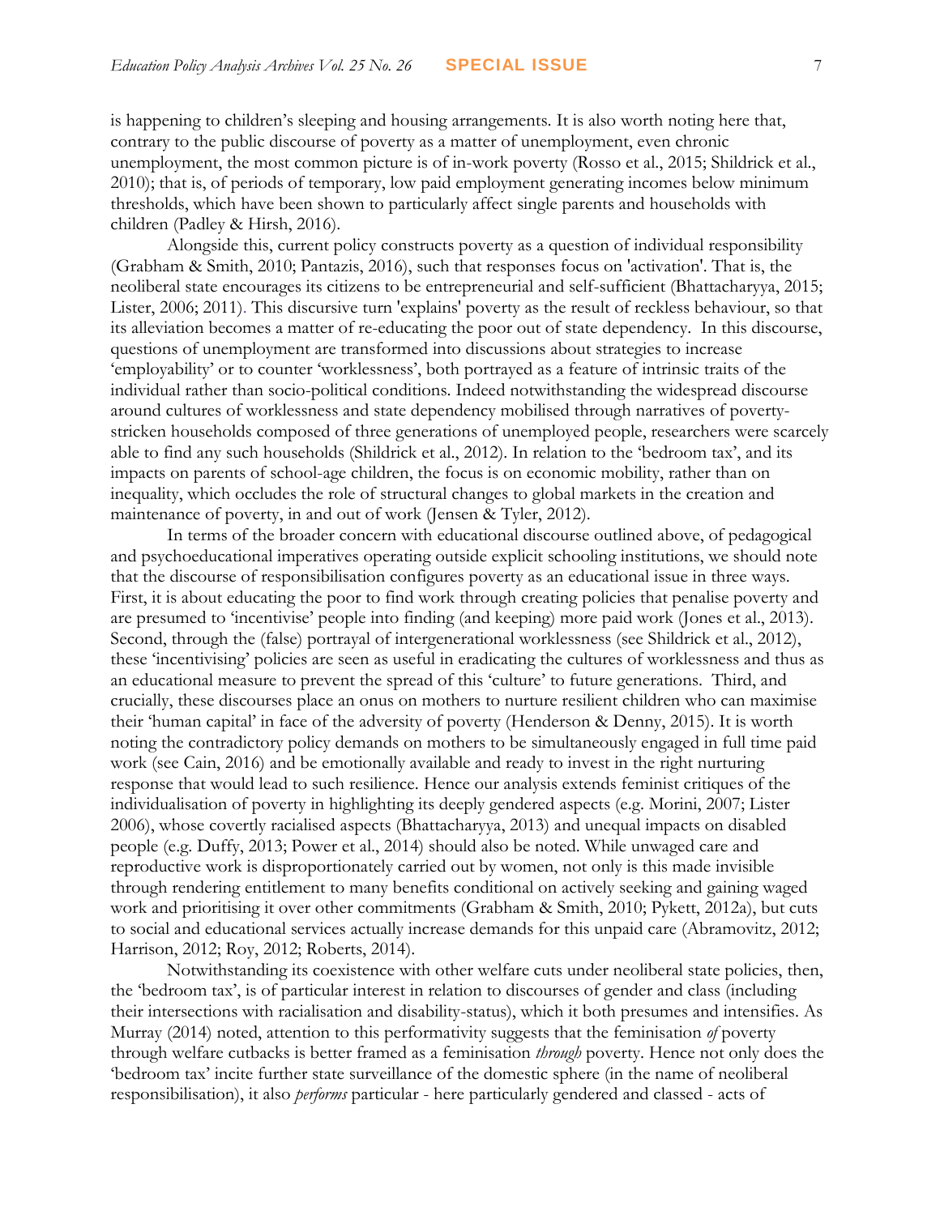is happening to children's sleeping and housing arrangements. It is also worth noting here that, contrary to the public discourse of poverty as a matter of unemployment, even chronic unemployment, the most common picture is of in-work poverty (Rosso et al., 2015; Shildrick et al., 2010); that is, of periods of temporary, low paid employment generating incomes below minimum thresholds, which have been shown to particularly affect single parents and households with children (Padley & Hirsh, 2016).

Alongside this, current policy constructs poverty as a question of individual responsibility (Grabham & Smith, 2010; Pantazis, 2016), such that responses focus on 'activation'. That is, the neoliberal state encourages its citizens to be entrepreneurial and self-sufficient (Bhattacharyya, 2015; Lister, 2006; 2011). This discursive turn 'explains' poverty as the result of reckless behaviour, so that its alleviation becomes a matter of re-educating the poor out of state dependency. In this discourse, questions of unemployment are transformed into discussions about strategies to increase 'employability' or to counter 'worklessness', both portrayed as a feature of intrinsic traits of the individual rather than socio-political conditions. Indeed notwithstanding the widespread discourse around cultures of worklessness and state dependency mobilised through narratives of poverty-stricken households composed of three generations of unemployed people, researchers were scarcely able to find any such households (Shildrick et al., 2012). In relation to the 'bedroom tax', and its impacts on parents of school-age children, the focus is on economic mobility, rather than on inequality, which occludes the role of structural changes to global markets in the creation and maintenance of poverty, in and out of work (Jensen & Tyler, 2012).

In terms of the broader concern with educational discourse outlined above, of pedagogical and psychoeducational imperatives operating outside explicit schooling institutions, we should note that the discourse of responsibilisation configures poverty as an educational issue in three ways. First, it is about educating the poor to find work through creating policies that penalise poverty and are presumed to 'incentivise' people into finding (and keeping) more paid work (Jones et al., 2013). Second, through the (false) portrayal of intergenerational worklessness (see Shildrick et al., 2012), these 'incentivising' policies are seen as useful in eradicating the cultures of worklessness and thus as an educational measure to prevent the spread of this 'culture' to future generations. Third, and crucially, these discourses place an onus on mothers to nurture resilient children who can maximise their 'human capital' in face of the adversity of poverty (Henderson & Denny, 2015). It is worth noting the contradictory policy demands on mothers to be simultaneously engaged in full time paid work (see Cain, 2016) and be emotionally available and ready to invest in the right nurturing response that would lead to such resilience. Hence our analysis extends feminist critiques of the individualisation of poverty in highlighting its deeply gendered aspects (e.g. Morini, 2007; Lister 2006), whose covertly racialised aspects (Bhattacharyya, 2013) and unequal impacts on disabled people (e.g. Duffy, 2013; Power et al., 2014) should also be noted. While unwaged care and reproductive work is disproportionately carried out by women, not only is this made invisible through rendering entitlement to many benefits conditional on actively seeking and gaining waged work and prioritising it over other commitments (Grabham & Smith, 2010; Pykett, 2012a), but cuts to social and educational services actually increase demands for this unpaid care (Abramovitz, 2012; Harrison, 2012; Roy, 2012; Roberts, 2014).

Notwithstanding its coexistence with other welfare cuts under neoliberal state policies, then, the 'bedroom tax', is of particular interest in relation to discourses of gender and class (including their intersections with racialisation and disability-status), which it both presumes and intensifies. As Murray (2014) noted, attention to this performativity suggests that the feminisation *of* poverty through welfare cutbacks is better framed as a feminisation *through* poverty. Hence not only does the 'bedroom tax' incite further state surveillance of the domestic sphere (in the name of neoliberal responsibilisation), it also *performs* particular - here particularly gendered and classed - acts of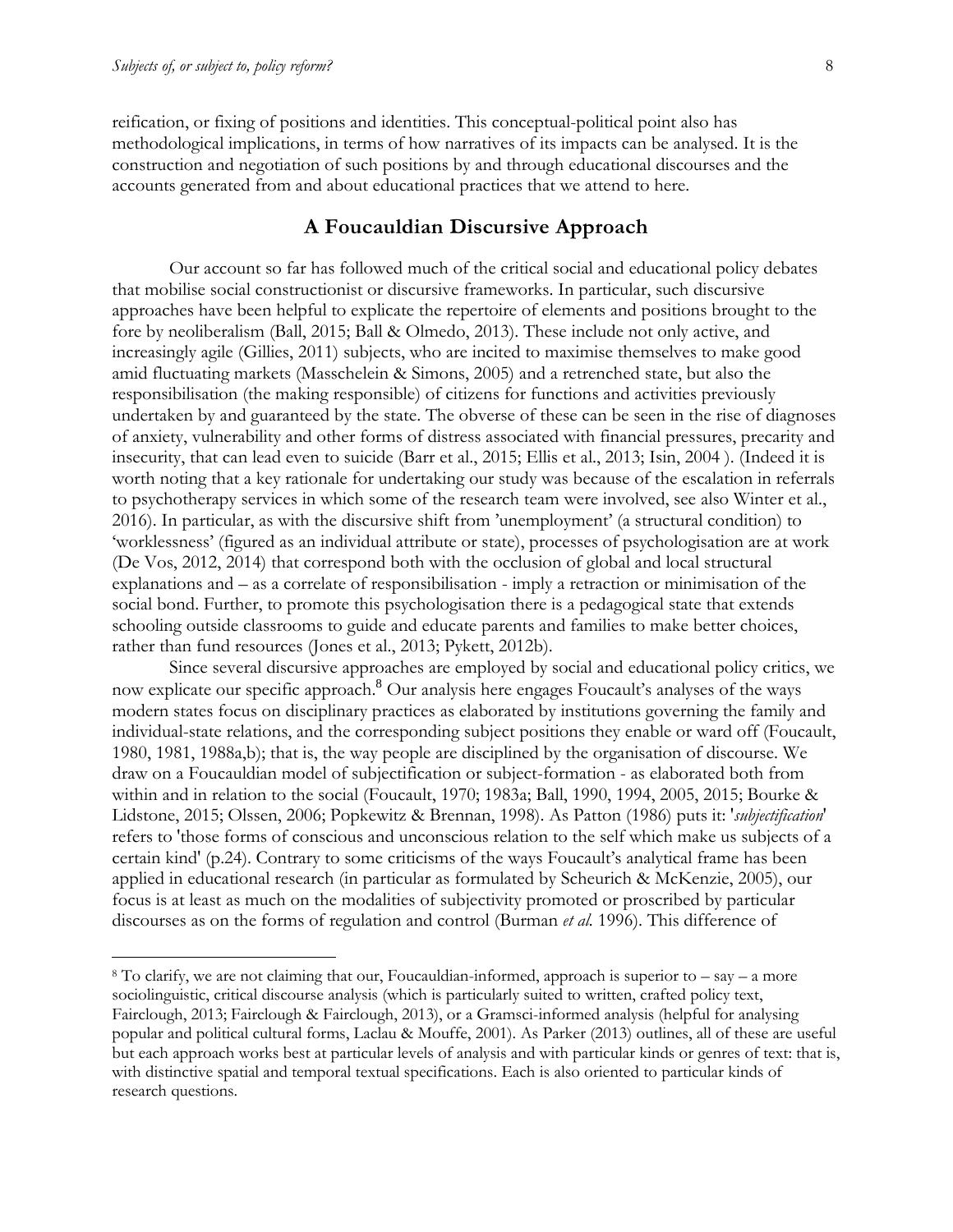reification, or fixing of positions and identities. This conceptual-political point also has methodological implications, in terms of how narratives of its impacts can be analysed. It is the construction and negotiation of such positions by and through educational discourses and the accounts generated from and about educational practices that we attend to here.

## A Foucauldian Discursive Approach

Our account so far has followed much of the critical social and educational policy debates that mobilise social constructionist or discursive frameworks. In particular, such discursive approaches have been helpful to explicate the repertoire of elements and positions brought to the fore by neoliberalism (Ball, 2015; Ball & Olmedo, 2013). These include not only active, and increasingly agile (Gillies, 2011) subjects, who are incited to maximise themselves to make good amid fluctuating markets (Masschelein & Simons, 2005) and a retrenched state, but also the responsibilisation (the making responsible) of citizens for functions and activities previously undertaken by and guaranteed by the state. The obverse of these can be seen in the rise of diagnoses of anxiety, vulnerability and other forms of distress associated with financial pressures, precarity and insecurity, that can lead even to suicide (Barr et al., 2015; Ellis et al., 2013; Isin, 2004 ). (Indeed it is worth noting that a key rationale for undertaking our study was because of the escalation in referrals to psychotherapy services in which some of the research team were involved, see also Winter et al., 2016). In particular, as with the discursive shift from 'unemployment' (a structural condition) to 'worklessness' (figured as an individual attribute or state), processes of psychologisation are at work (De Vos, 2012, 2014) that correspond both with the occlusion of global and local structural explanations and – as a correlate of responsibilisation - imply a retraction or minimisation of the social bond. Further, to promote this psychologisation there is a pedagogical state that extends schooling outside classrooms to guide and educate parents and families to make better choices, rather than fund resources (Jones et al., 2013; Pykett, 2012b).

Since several discursive approaches are employed by social and educational policy critics, we now explicate our specific approach.[8] Our analysis here engages Foucault's analyses of the ways modern states focus on disciplinary practices as elaborated by institutions governing the family and individual-state relations, and the corresponding subject positions they enable or ward off (Foucault, 1980, 1981, 1988a,b); that is, the way people are disciplined by the organisation of discourse. We draw on a Foucauldian model of subjectification or subject-formation - as elaborated both from within and in relation to the social (Foucault, 1970; 1983a; Ball, 1990, 1994, 2005, 2015; Bourke & Lidstone, 2015; Olssen, 2006; Popkewitz & Brennan, 1998). As Patton (1986) puts it: '*subjectification*' refers to 'those forms of conscious and unconscious relation to the self which make us subjects of a certain kind' (p.24). Contrary to some criticisms of the ways Foucault's analytical frame has been applied in educational research (in particular as formulated by Scheurich & McKenzie, 2005), our focus is at least as much on the modalities of subjectivity promoted or proscribed by particular discourses as on the forms of regulation and control (Burman *et al.* 1996). This difference of

---

[8] To clarify, we are not claiming that our, Foucauldian-informed, approach is superior to – say – a more sociolinguistic, critical discourse analysis (which is particularly suited to written, crafted policy text, Fairclough, 2013; Fairclough & Fairclough, 2013), or a Gramsci-informed analysis (helpful for analysing popular and political cultural forms, Laclau & Mouffe, 2001). As Parker (2013) outlines, all of these are useful but each approach works best at particular levels of analysis and with particular kinds or genres of text: that is, with distinctive spatial and temporal textual specifications. Each is also oriented to particular kinds of research questions.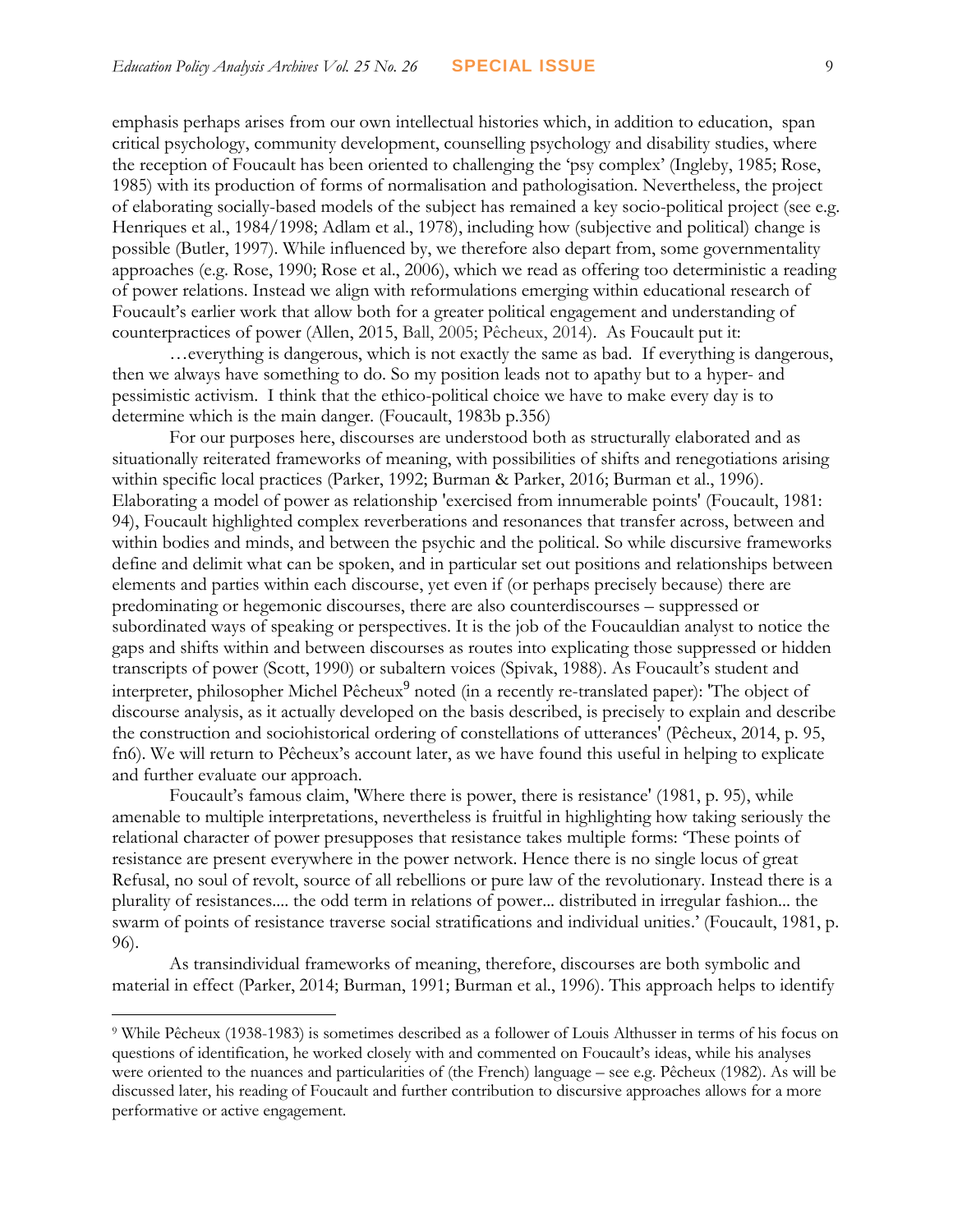emphasis perhaps arises from our own intellectual histories which, in addition to education, span critical psychology, community development, counselling psychology and disability studies, where the reception of Foucault has been oriented to challenging the 'psy complex' (Ingleby, 1985; Rose, 1985) with its production of forms of normalisation and pathologisation. Nevertheless, the project of elaborating socially-based models of the subject has remained a key socio-political project (see e.g. Henriques et al., 1984/1998; Adlam et al., 1978), including how (subjective and political) change is possible (Butler, 1997). While influenced by, we therefore also depart from, some governmentality approaches (e.g. Rose, 1990; Rose et al., 2006), which we read as offering too deterministic a reading of power relations. Instead we align with reformulations emerging within educational research of Foucault's earlier work that allow both for a greater political engagement and understanding of counterpractices of power (Allen, 2015, Ball, 2005; Pêcheux, 2014). As Foucault put it:

…everything is dangerous, which is not exactly the same as bad. If everything is dangerous, then we always have something to do. So my position leads not to apathy but to a hyper- and pessimistic activism. I think that the ethico-political choice we have to make every day is to determine which is the main danger. (Foucault, 1983b p.356)

For our purposes here, discourses are understood both as structurally elaborated and as situationally reiterated frameworks of meaning, with possibilities of shifts and renegotiations arising within specific local practices (Parker, 1992; Burman & Parker, 2016; Burman et al., 1996). Elaborating a model of power as relationship 'exercised from innumerable points' (Foucault, 1981: 94), Foucault highlighted complex reverberations and resonances that transfer across, between and within bodies and minds, and between the psychic and the political. So while discursive frameworks define and delimit what can be spoken, and in particular set out positions and relationships between elements and parties within each discourse, yet even if (or perhaps precisely because) there are predominating or hegemonic discourses, there are also counterdiscourses – suppressed or subordinated ways of speaking or perspectives. It is the job of the Foucauldian analyst to notice the gaps and shifts within and between discourses as routes into explicating those suppressed or hidden transcripts of power (Scott, 1990) or subaltern voices (Spivak, 1988). As Foucault's student and interpreter, philosopher Michel Pêcheux[9] noted (in a recently re-translated paper): 'The object of discourse analysis, as it actually developed on the basis described, is precisely to explain and describe the construction and sociohistorical ordering of constellations of utterances' (Pêcheux, 2014, p. 95, fn6). We will return to Pêcheux's account later, as we have found this useful in helping to explicate and further evaluate our approach.

Foucault's famous claim, 'Where there is power, there is resistance' (1981, p. 95), while amenable to multiple interpretations, nevertheless is fruitful in highlighting how taking seriously the relational character of power presupposes that resistance takes multiple forms: 'These points of resistance are present everywhere in the power network. Hence there is no single locus of great Refusal, no soul of revolt, source of all rebellions or pure law of the revolutionary. Instead there is a plurality of resistances.... the odd term in relations of power... distributed in irregular fashion... the swarm of points of resistance traverse social stratifications and individual unities.' (Foucault, 1981, p. 96).

As transindividual frameworks of meaning, therefore, discourses are both symbolic and material in effect (Parker, 2014; Burman, 1991; Burman et al., 1996). This approach helps to identify

[9] While Pêcheux (1938-1983) is sometimes described as a follower of Louis Althusser in terms of his focus on questions of identification, he worked closely with and commented on Foucault's ideas, while his analyses were oriented to the nuances and particularities of (the French) language – see e.g. Pêcheux (1982). As will be discussed later, his reading of Foucault and further contribution to discursive approaches allows for a more performative or active engagement.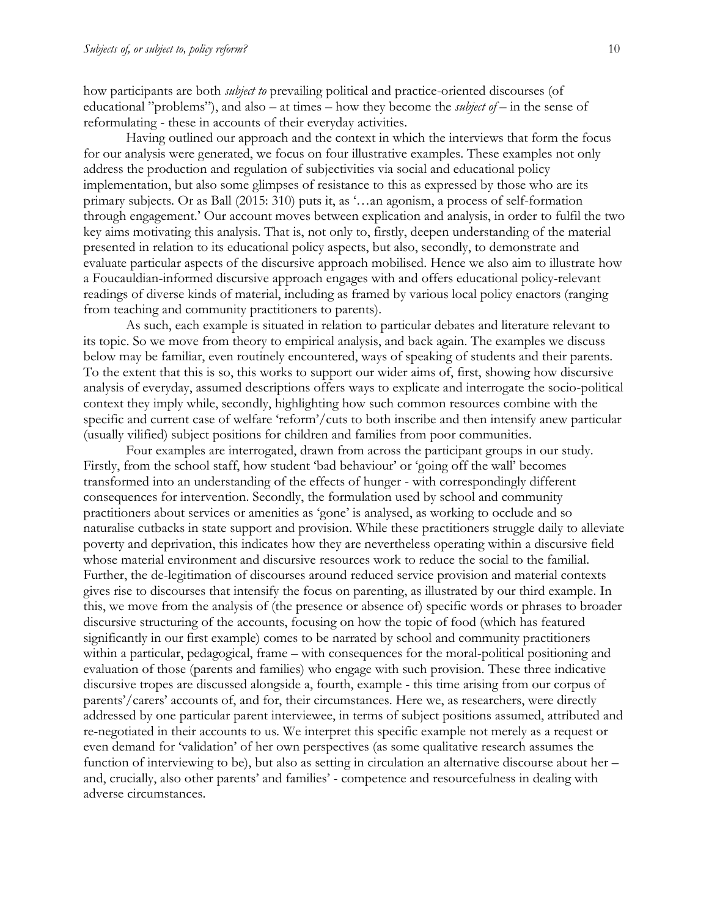how participants are both *subject to* prevailing political and practice-oriented discourses (of educational "problems"), and also – at times – how they become the *subject of* – in the sense of reformulating - these in accounts of their everyday activities.

Having outlined our approach and the context in which the interviews that form the focus for our analysis were generated, we focus on four illustrative examples. These examples not only address the production and regulation of subjectivities via social and educational policy implementation, but also some glimpses of resistance to this as expressed by those who are its primary subjects. Or as Ball (2015: 310) puts it, as '…an agonism, a process of self-formation through engagement.' Our account moves between explication and analysis, in order to fulfil the two key aims motivating this analysis. That is, not only to, firstly, deepen understanding of the material presented in relation to its educational policy aspects, but also, secondly, to demonstrate and evaluate particular aspects of the discursive approach mobilised. Hence we also aim to illustrate how a Foucauldian-informed discursive approach engages with and offers educational policy-relevant readings of diverse kinds of material, including as framed by various local policy enactors (ranging from teaching and community practitioners to parents).

As such, each example is situated in relation to particular debates and literature relevant to its topic. So we move from theory to empirical analysis, and back again. The examples we discuss below may be familiar, even routinely encountered, ways of speaking of students and their parents. To the extent that this is so, this works to support our wider aims of, first, showing how discursive analysis of everyday, assumed descriptions offers ways to explicate and interrogate the socio-political context they imply while, secondly, highlighting how such common resources combine with the specific and current case of welfare 'reform'/cuts to both inscribe and then intensify anew particular (usually vilified) subject positions for children and families from poor communities.

Four examples are interrogated, drawn from across the participant groups in our study. Firstly, from the school staff, how student 'bad behaviour' or 'going off the wall' becomes transformed into an understanding of the effects of hunger - with correspondingly different consequences for intervention. Secondly, the formulation used by school and community practitioners about services or amenities as 'gone' is analysed, as working to occlude and so naturalise cutbacks in state support and provision. While these practitioners struggle daily to alleviate poverty and deprivation, this indicates how they are nevertheless operating within a discursive field whose material environment and discursive resources work to reduce the social to the familial. Further, the de-legitimation of discourses around reduced service provision and material contexts gives rise to discourses that intensify the focus on parenting, as illustrated by our third example. In this, we move from the analysis of (the presence or absence of) specific words or phrases to broader discursive structuring of the accounts, focusing on how the topic of food (which has featured significantly in our first example) comes to be narrated by school and community practitioners within a particular, pedagogical, frame – with consequences for the moral-political positioning and evaluation of those (parents and families) who engage with such provision. These three indicative discursive tropes are discussed alongside a, fourth, example - this time arising from our corpus of parents'/carers' accounts of, and for, their circumstances. Here we, as researchers, were directly addressed by one particular parent interviewee, in terms of subject positions assumed, attributed and re-negotiated in their accounts to us. We interpret this specific example not merely as a request or even demand for 'validation' of her own perspectives (as some qualitative research assumes the function of interviewing to be), but also as setting in circulation an alternative discourse about her – and, crucially, also other parents' and families' - competence and resourcefulness in dealing with adverse circumstances.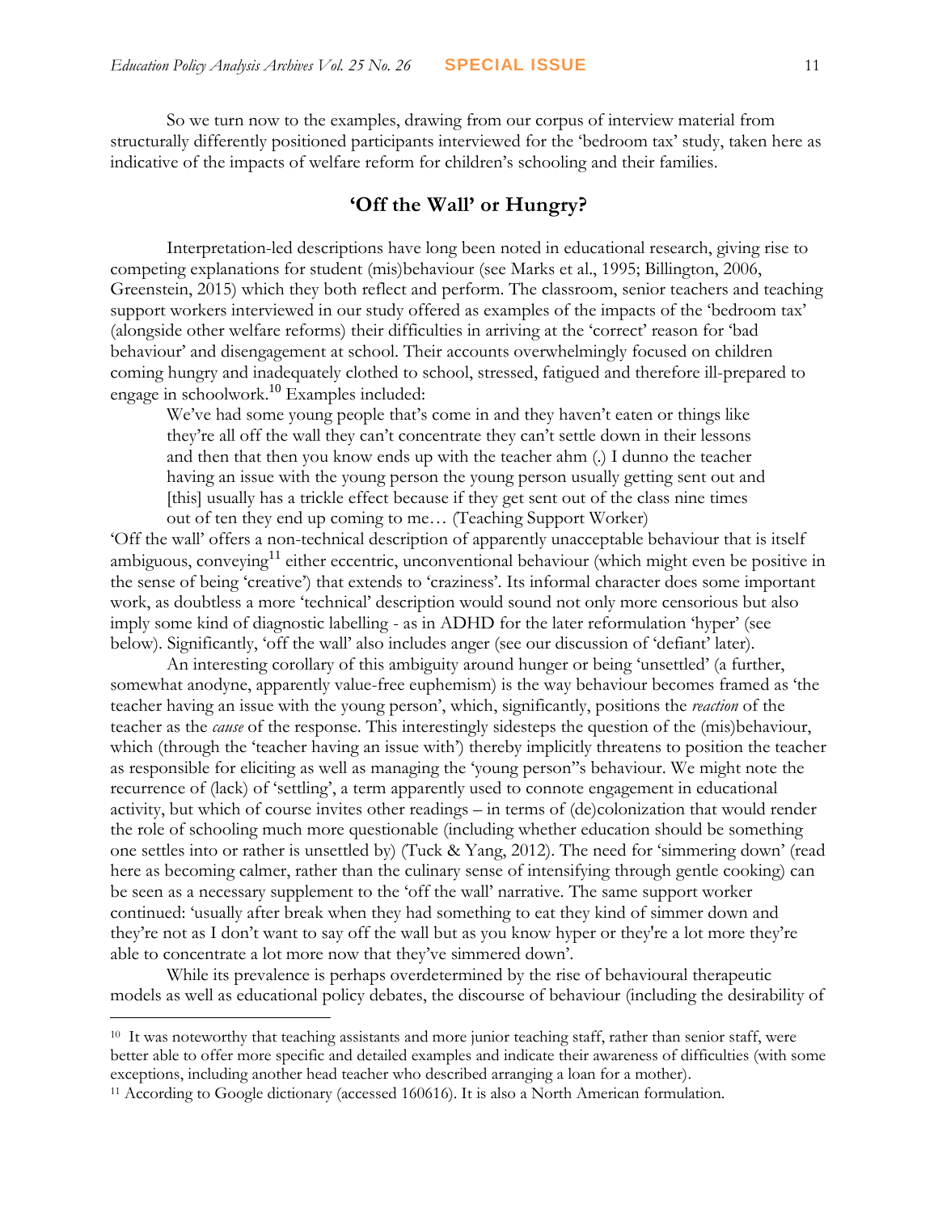So we turn now to the examples, drawing from our corpus of interview material from structurally differently positioned participants interviewed for the 'bedroom tax' study, taken here as indicative of the impacts of welfare reform for children's schooling and their families.

## 'Off the Wall' or Hungry?

Interpretation-led descriptions have long been noted in educational research, giving rise to competing explanations for student (mis)behaviour (see Marks et al., 1995; Billington, 2006, Greenstein, 2015) which they both reflect and perform. The classroom, senior teachers and teaching support workers interviewed in our study offered as examples of the impacts of the 'bedroom tax' (alongside other welfare reforms) their difficulties in arriving at the 'correct' reason for 'bad behaviour' and disengagement at school. Their accounts overwhelmingly focused on children coming hungry and inadequately clothed to school, stressed, fatigued and therefore ill-prepared to engage in schoolwork.[10] Examples included:

> We've had some young people that's come in and they haven't eaten or things like they're all off the wall they can't concentrate they can't settle down in their lessons and then that then you know ends up with the teacher ahm (.) I dunno the teacher having an issue with the young person the young person usually getting sent out and [this] usually has a trickle effect because if they get sent out of the class nine times out of ten they end up coming to me… (Teaching Support Worker)

'Off the wall' offers a non-technical description of apparently unacceptable behaviour that is itself ambiguous, conveying[11] either eccentric, unconventional behaviour (which might even be positive in the sense of being 'creative') that extends to 'craziness'. Its informal character does some important work, as doubtless a more 'technical' description would sound not only more censorious but also imply some kind of diagnostic labelling - as in ADHD for the later reformulation 'hyper' (see below). Significantly, 'off the wall' also includes anger (see our discussion of 'defiant' later).

An interesting corollary of this ambiguity around hunger or being 'unsettled' (a further, somewhat anodyne, apparently value-free euphemism) is the way behaviour becomes framed as 'the teacher having an issue with the young person', which, significantly, positions the *reaction* of the teacher as the *cause* of the response. This interestingly sidesteps the question of the (mis)behaviour, which (through the 'teacher having an issue with') thereby implicitly threatens to position the teacher as responsible for eliciting as well as managing the 'young person''s behaviour. We might note the recurrence of (lack) of 'settling', a term apparently used to connote engagement in educational activity, but which of course invites other readings – in terms of (de)colonization that would render the role of schooling much more questionable (including whether education should be something one settles into or rather is unsettled by) (Tuck & Yang, 2012). The need for 'simmering down' (read here as becoming calmer, rather than the culinary sense of intensifying through gentle cooking) can be seen as a necessary supplement to the 'off the wall' narrative. The same support worker continued: 'usually after break when they had something to eat they kind of simmer down and they're not as I don't want to say off the wall but as you know hyper or they're a lot more they're able to concentrate a lot more now that they've simmered down'.

While its prevalence is perhaps overdetermined by the rise of behavioural therapeutic models as well as educational policy debates, the discourse of behaviour (including the desirability of

---

[10] It was noteworthy that teaching assistants and more junior teaching staff, rather than senior staff, were better able to offer more specific and detailed examples and indicate their awareness of difficulties (with some exceptions, including another head teacher who described arranging a loan for a mother).

[11] According to Google dictionary (accessed 160616). It is also a North American formulation.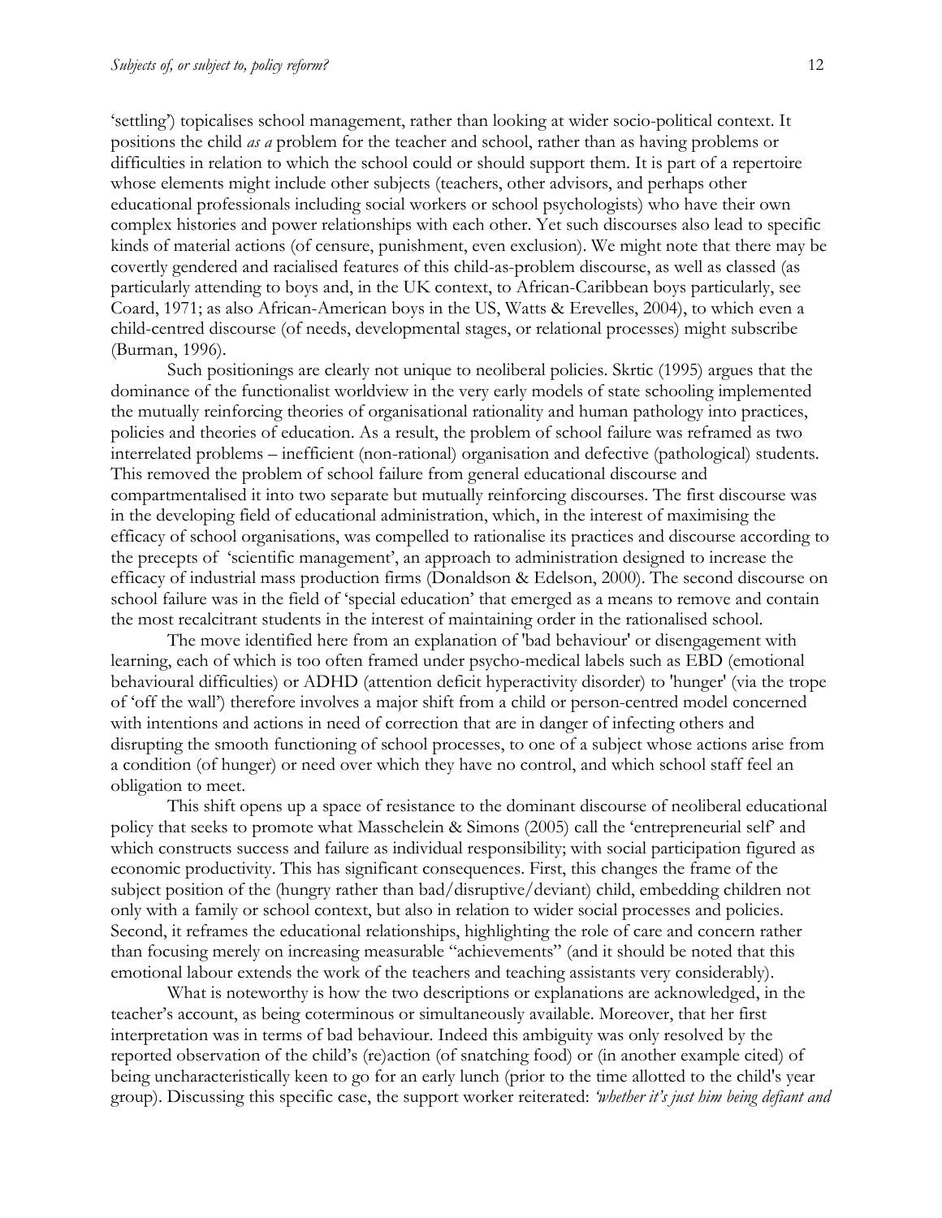'settling') topicalises school management, rather than looking at wider socio-political context. It positions the child *as a* problem for the teacher and school, rather than as having problems or difficulties in relation to which the school could or should support them. It is part of a repertoire whose elements might include other subjects (teachers, other advisors, and perhaps other educational professionals including social workers or school psychologists) who have their own complex histories and power relationships with each other. Yet such discourses also lead to specific kinds of material actions (of censure, punishment, even exclusion). We might note that there may be covertly gendered and racialised features of this child-as-problem discourse, as well as classed (as particularly attending to boys and, in the UK context, to African-Caribbean boys particularly, see Coard, 1971; as also African-American boys in the US, Watts & Erevelles, 2004), to which even a child-centred discourse (of needs, developmental stages, or relational processes) might subscribe (Burman, 1996).

Such positionings are clearly not unique to neoliberal policies. Skrtic (1995) argues that the dominance of the functionalist worldview in the very early models of state schooling implemented the mutually reinforcing theories of organisational rationality and human pathology into practices, policies and theories of education. As a result, the problem of school failure was reframed as two interrelated problems – inefficient (non-rational) organisation and defective (pathological) students. This removed the problem of school failure from general educational discourse and compartmentalised it into two separate but mutually reinforcing discourses. The first discourse was in the developing field of educational administration, which, in the interest of maximising the efficacy of school organisations, was compelled to rationalise its practices and discourse according to the precepts of 'scientific management', an approach to administration designed to increase the efficacy of industrial mass production firms (Donaldson & Edelson, 2000). The second discourse on school failure was in the field of 'special education' that emerged as a means to remove and contain the most recalcitrant students in the interest of maintaining order in the rationalised school.

The move identified here from an explanation of 'bad behaviour' or disengagement with learning, each of which is too often framed under psycho-medical labels such as EBD (emotional behavioural difficulties) or ADHD (attention deficit hyperactivity disorder) to 'hunger' (via the trope of 'off the wall') therefore involves a major shift from a child or person-centred model concerned with intentions and actions in need of correction that are in danger of infecting others and disrupting the smooth functioning of school processes, to one of a subject whose actions arise from a condition (of hunger) or need over which they have no control, and which school staff feel an obligation to meet.

This shift opens up a space of resistance to the dominant discourse of neoliberal educational policy that seeks to promote what Masschelein & Simons (2005) call the 'entrepreneurial self' and which constructs success and failure as individual responsibility; with social participation figured as economic productivity. This has significant consequences. First, this changes the frame of the subject position of the (hungry rather than bad/disruptive/deviant) child, embedding children not only with a family or school context, but also in relation to wider social processes and policies. Second, it reframes the educational relationships, highlighting the role of care and concern rather than focusing merely on increasing measurable "achievements" (and it should be noted that this emotional labour extends the work of the teachers and teaching assistants very considerably).

What is noteworthy is how the two descriptions or explanations are acknowledged, in the teacher's account, as being coterminous or simultaneously available. Moreover, that her first interpretation was in terms of bad behaviour. Indeed this ambiguity was only resolved by the reported observation of the child's (re)action (of snatching food) or (in another example cited) of being uncharacteristically keen to go for an early lunch (prior to the time allotted to the child's year group). Discussing this specific case, the support worker reiterated: *'whether it's just him being defiant and*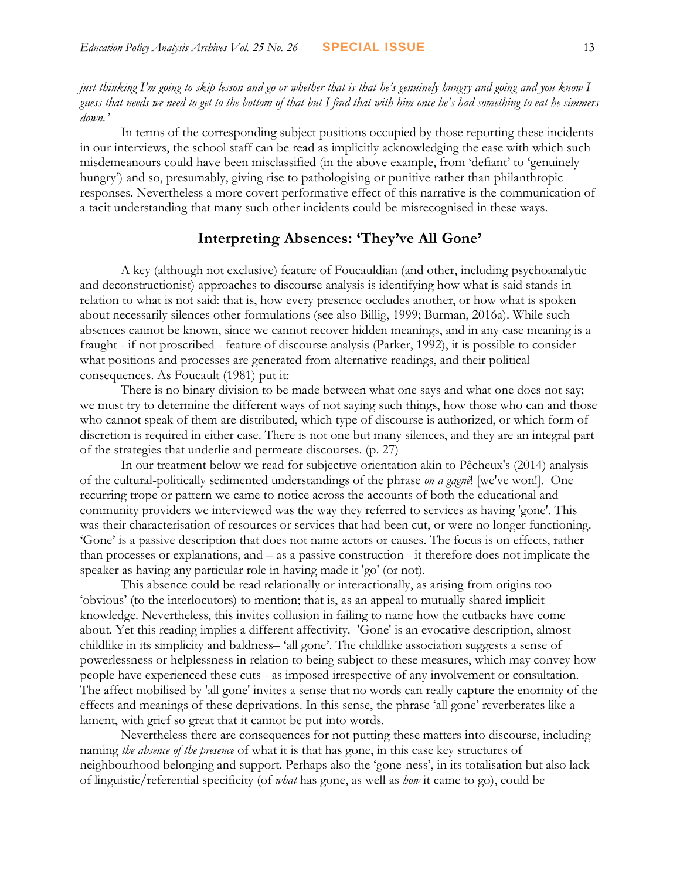*just thinking I'm going to skip lesson and go or whether that is that he's genuinely hungry and going and you know I guess that needs we need to get to the bottom of that but I find that with him once he's had something to eat he simmers down.'*

In terms of the corresponding subject positions occupied by those reporting these incidents in our interviews, the school staff can be read as implicitly acknowledging the ease with which such misdemeanours could have been misclassified (in the above example, from 'defiant' to 'genuinely hungry') and so, presumably, giving rise to pathologising or punitive rather than philanthropic responses. Nevertheless a more covert performative effect of this narrative is the communication of a tacit understanding that many such other incidents could be misrecognised in these ways.

## Interpreting Absences: 'They've All Gone'

A key (although not exclusive) feature of Foucauldian (and other, including psychoanalytic and deconstructionist) approaches to discourse analysis is identifying how what is said stands in relation to what is not said: that is, how every presence occludes another, or how what is spoken about necessarily silences other formulations (see also Billig, 1999; Burman, 2016a). While such absences cannot be known, since we cannot recover hidden meanings, and in any case meaning is a fraught - if not proscribed - feature of discourse analysis (Parker, 1992), it is possible to consider what positions and processes are generated from alternative readings, and their political consequences. As Foucault (1981) put it:

There is no binary division to be made between what one says and what one does not say; we must try to determine the different ways of not saying such things, how those who can and those who cannot speak of them are distributed, which type of discourse is authorized, or which form of discretion is required in either case. There is not one but many silences, and they are an integral part of the strategies that underlie and permeate discourses. (p. 27)

In our treatment below we read for subjective orientation akin to Pêcheux's (2014) analysis of the cultural-politically sedimented understandings of the phrase *on a gagné*! [we've won!]. One recurring trope or pattern we came to notice across the accounts of both the educational and community providers we interviewed was the way they referred to services as having 'gone'. This was their characterisation of resources or services that had been cut, or were no longer functioning. 'Gone' is a passive description that does not name actors or causes. The focus is on effects, rather than processes or explanations, and – as a passive construction - it therefore does not implicate the speaker as having any particular role in having made it 'go' (or not).

This absence could be read relationally or interactionally, as arising from origins too 'obvious' (to the interlocutors) to mention; that is, as an appeal to mutually shared implicit knowledge. Nevertheless, this invites collusion in failing to name how the cutbacks have come about. Yet this reading implies a different affectivity. 'Gone' is an evocative description, almost childlike in its simplicity and baldness– 'all gone'. The childlike association suggests a sense of powerlessness or helplessness in relation to being subject to these measures, which may convey how people have experienced these cuts - as imposed irrespective of any involvement or consultation. The affect mobilised by 'all gone' invites a sense that no words can really capture the enormity of the effects and meanings of these deprivations. In this sense, the phrase 'all gone' reverberates like a lament, with grief so great that it cannot be put into words.

Nevertheless there are consequences for not putting these matters into discourse, including naming *the absence of the presence* of what it is that has gone, in this case key structures of neighbourhood belonging and support. Perhaps also the 'gone-ness', in its totalisation but also lack of linguistic/referential specificity (of *what* has gone, as well as *how* it came to go), could be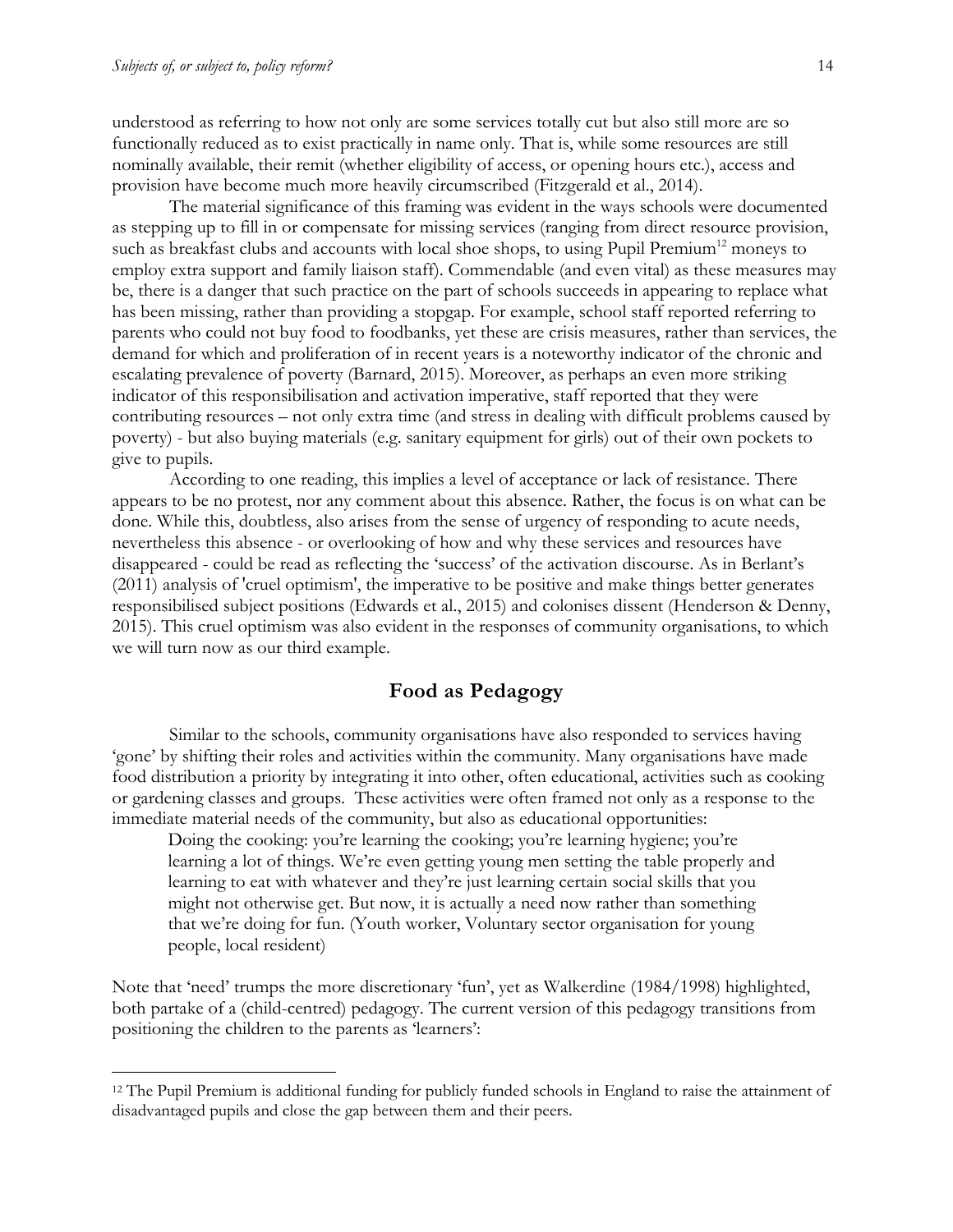understood as referring to how not only are some services totally cut but also still more are so functionally reduced as to exist practically in name only. That is, while some resources are still nominally available, their remit (whether eligibility of access, or opening hours etc.), access and provision have become much more heavily circumscribed (Fitzgerald et al., 2014).

The material significance of this framing was evident in the ways schools were documented as stepping up to fill in or compensate for missing services (ranging from direct resource provision, such as breakfast clubs and accounts with local shoe shops, to using Pupil Premium[12] moneys to employ extra support and family liaison staff). Commendable (and even vital) as these measures may be, there is a danger that such practice on the part of schools succeeds in appearing to replace what has been missing, rather than providing a stopgap. For example, school staff reported referring to parents who could not buy food to foodbanks, yet these are crisis measures, rather than services, the demand for which and proliferation of in recent years is a noteworthy indicator of the chronic and escalating prevalence of poverty (Barnard, 2015). Moreover, as perhaps an even more striking indicator of this responsibilisation and activation imperative, staff reported that they were contributing resources – not only extra time (and stress in dealing with difficult problems caused by poverty) - but also buying materials (e.g. sanitary equipment for girls) out of their own pockets to give to pupils.

According to one reading, this implies a level of acceptance or lack of resistance. There appears to be no protest, nor any comment about this absence. Rather, the focus is on what can be done. While this, doubtless, also arises from the sense of urgency of responding to acute needs, nevertheless this absence - or overlooking of how and why these services and resources have disappeared - could be read as reflecting the 'success' of the activation discourse. As in Berlant's (2011) analysis of 'cruel optimism', the imperative to be positive and make things better generates responsibilised subject positions (Edwards et al., 2015) and colonises dissent (Henderson & Denny, 2015). This cruel optimism was also evident in the responses of community organisations, to which we will turn now as our third example.

## Food as Pedagogy

Similar to the schools, community organisations have also responded to services having 'gone' by shifting their roles and activities within the community. Many organisations have made food distribution a priority by integrating it into other, often educational, activities such as cooking or gardening classes and groups. These activities were often framed not only as a response to the immediate material needs of the community, but also as educational opportunities:

> Doing the cooking: you're learning the cooking; you're learning hygiene; you're learning a lot of things. We're even getting young men setting the table properly and learning to eat with whatever and they're just learning certain social skills that you might not otherwise get. But now, it is actually a need now rather than something that we're doing for fun. (Youth worker, Voluntary sector organisation for young people, local resident)

Note that 'need' trumps the more discretionary 'fun', yet as Walkerdine (1984/1998) highlighted, both partake of a (child-centred) pedagogy. The current version of this pedagogy transitions from positioning the children to the parents as 'learners':

---

[12] The Pupil Premium is additional funding for publicly funded schools in England to raise the attainment of disadvantaged pupils and close the gap between them and their peers.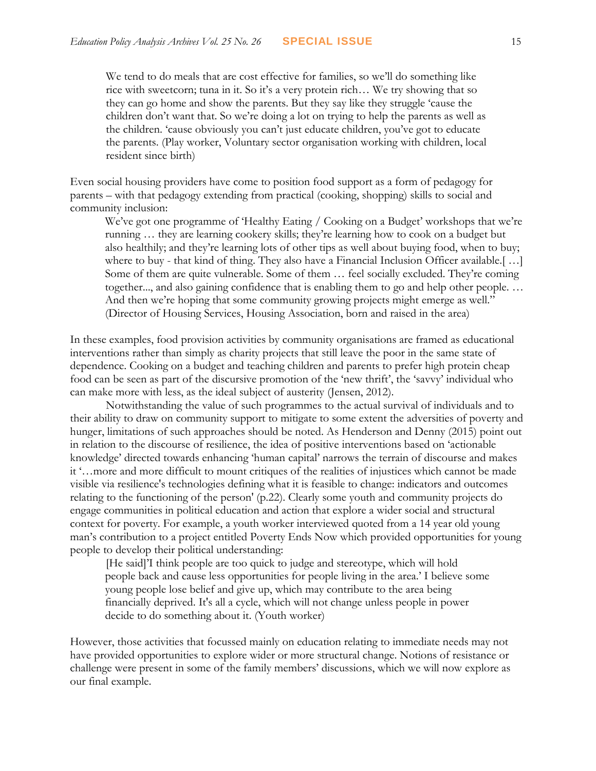> We tend to do meals that are cost effective for families, so we'll do something like rice with sweetcorn; tuna in it. So it's a very protein rich… We try showing that so they can go home and show the parents. But they say like they struggle 'cause the children don't want that. So we're doing a lot on trying to help the parents as well as the children. 'cause obviously you can't just educate children, you've got to educate the parents. (Play worker, Voluntary sector organisation working with children, local resident since birth)

Even social housing providers have come to position food support as a form of pedagogy for parents – with that pedagogy extending from practical (cooking, shopping) skills to social and community inclusion:

> We've got one programme of 'Healthy Eating / Cooking on a Budget' workshops that we're running … they are learning cookery skills; they're learning how to cook on a budget but also healthily; and they're learning lots of other tips as well about buying food, when to buy; where to buy - that kind of thing. They also have a Financial Inclusion Officer available.[ …] Some of them are quite vulnerable. Some of them … feel socially excluded. They're coming together..., and also gaining confidence that is enabling them to go and help other people. … And then we're hoping that some community growing projects might emerge as well." (Director of Housing Services, Housing Association, born and raised in the area)

In these examples, food provision activities by community organisations are framed as educational interventions rather than simply as charity projects that still leave the poor in the same state of dependence. Cooking on a budget and teaching children and parents to prefer high protein cheap food can be seen as part of the discursive promotion of the 'new thrift', the 'savvy' individual who can make more with less, as the ideal subject of austerity (Jensen, 2012).

Notwithstanding the value of such programmes to the actual survival of individuals and to their ability to draw on community support to mitigate to some extent the adversities of poverty and hunger, limitations of such approaches should be noted. As Henderson and Denny (2015) point out in relation to the discourse of resilience, the idea of positive interventions based on 'actionable knowledge' directed towards enhancing 'human capital' narrows the terrain of discourse and makes it '…more and more difficult to mount critiques of the realities of injustices which cannot be made visible via resilience's technologies defining what it is feasible to change: indicators and outcomes relating to the functioning of the person' (p.22). Clearly some youth and community projects do engage communities in political education and action that explore a wider social and structural context for poverty. For example, a youth worker interviewed quoted from a 14 year old young man's contribution to a project entitled Poverty Ends Now which provided opportunities for young people to develop their political understanding:

> [He said]'I think people are too quick to judge and stereotype, which will hold people back and cause less opportunities for people living in the area.' I believe some young people lose belief and give up, which may contribute to the area being financially deprived. It's all a cycle, which will not change unless people in power decide to do something about it. (Youth worker)

However, those activities that focussed mainly on education relating to immediate needs may not have provided opportunities to explore wider or more structural change. Notions of resistance or challenge were present in some of the family members' discussions, which we will now explore as our final example.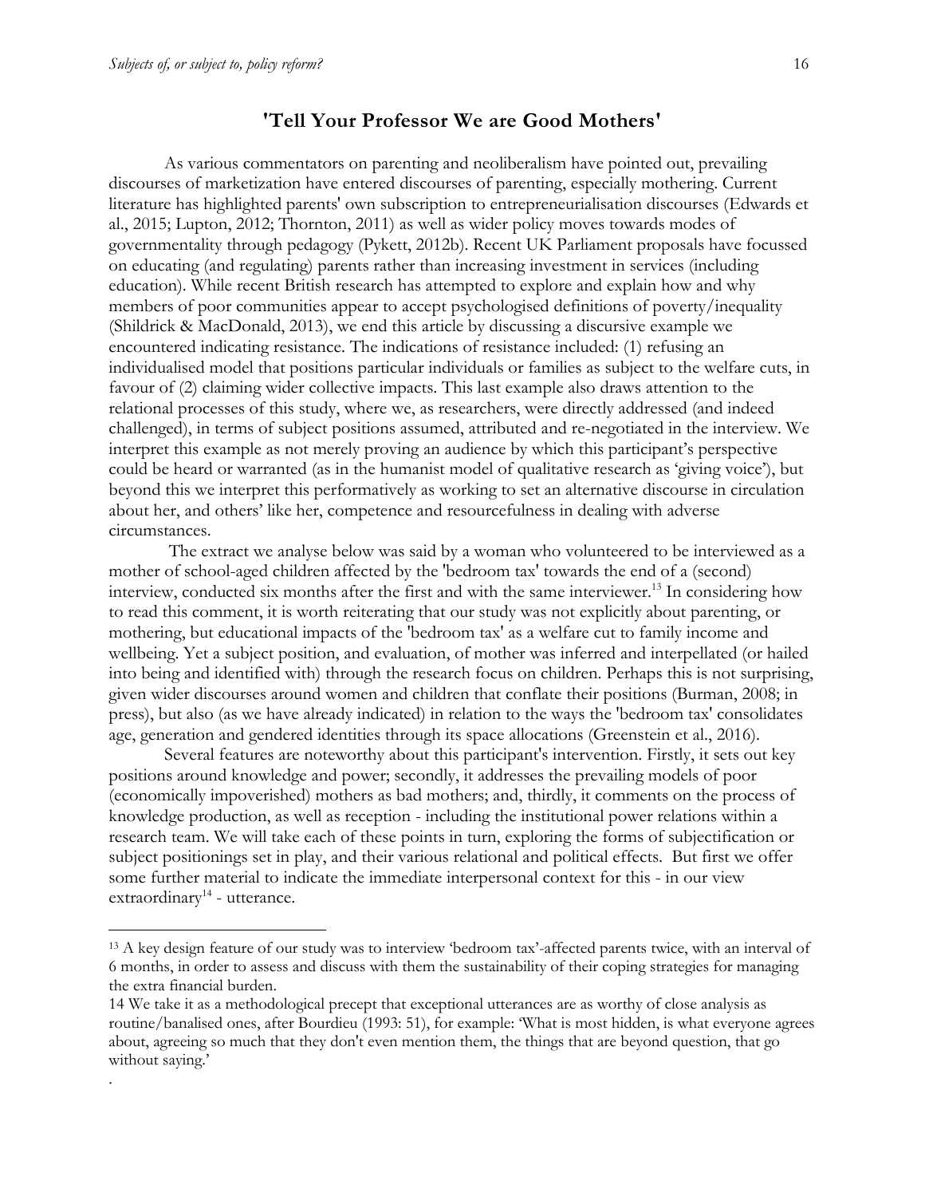## 'Tell Your Professor We are Good Mothers'

As various commentators on parenting and neoliberalism have pointed out, prevailing discourses of marketization have entered discourses of parenting, especially mothering. Current literature has highlighted parents' own subscription to entrepreneurialisation discourses (Edwards et al., 2015; Lupton, 2012; Thornton, 2011) as well as wider policy moves towards modes of governmentality through pedagogy (Pykett, 2012b). Recent UK Parliament proposals have focussed on educating (and regulating) parents rather than increasing investment in services (including education). While recent British research has attempted to explore and explain how and why members of poor communities appear to accept psychologised definitions of poverty/inequality (Shildrick & MacDonald, 2013), we end this article by discussing a discursive example we encountered indicating resistance. The indications of resistance included: (1) refusing an individualised model that positions particular individuals or families as subject to the welfare cuts, in favour of (2) claiming wider collective impacts. This last example also draws attention to the relational processes of this study, where we, as researchers, were directly addressed (and indeed challenged), in terms of subject positions assumed, attributed and re-negotiated in the interview. We interpret this example as not merely proving an audience by which this participant's perspective could be heard or warranted (as in the humanist model of qualitative research as 'giving voice'), but beyond this we interpret this performatively as working to set an alternative discourse in circulation about her, and others' like her, competence and resourcefulness in dealing with adverse circumstances.

The extract we analyse below was said by a woman who volunteered to be interviewed as a mother of school-aged children affected by the 'bedroom tax' towards the end of a (second) interview, conducted six months after the first and with the same interviewer.[13] In considering how to read this comment, it is worth reiterating that our study was not explicitly about parenting, or mothering, but educational impacts of the 'bedroom tax' as a welfare cut to family income and wellbeing. Yet a subject position, and evaluation, of mother was inferred and interpellated (or hailed into being and identified with) through the research focus on children. Perhaps this is not surprising, given wider discourses around women and children that conflate their positions (Burman, 2008; in press), but also (as we have already indicated) in relation to the ways the 'bedroom tax' consolidates age, generation and gendered identities through its space allocations (Greenstein et al., 2016).

Several features are noteworthy about this participant's intervention. Firstly, it sets out key positions around knowledge and power; secondly, it addresses the prevailing models of poor (economically impoverished) mothers as bad mothers; and, thirdly, it comments on the process of knowledge production, as well as reception - including the institutional power relations within a research team. We will take each of these points in turn, exploring the forms of subjectification or subject positionings set in play, and their various relational and political effects. But first we offer some further material to indicate the immediate interpersonal context for this - in our view extraordinary[14] - utterance.

---

[13] A key design feature of our study was to interview 'bedroom tax'-affected parents twice, with an interval of 6 months, in order to assess and discuss with them the sustainability of their coping strategies for managing the extra financial burden.

[14] We take it as a methodological precept that exceptional utterances are as worthy of close analysis as routine/banalised ones, after Bourdieu (1993: 51), for example: 'What is most hidden, is what everyone agrees about, agreeing so much that they don't even mention them, the things that are beyond question, that go without saying.'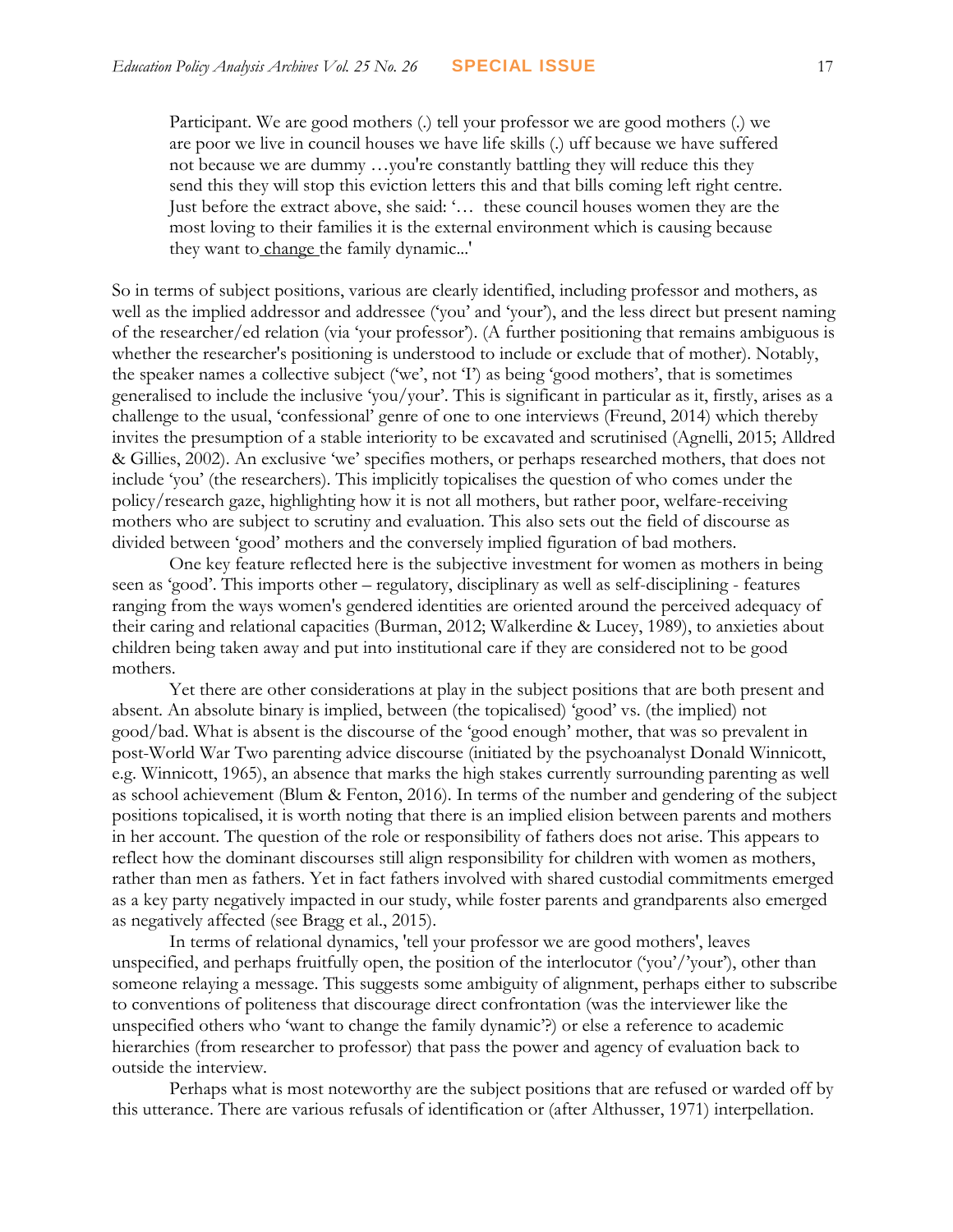> Participant. We are good mothers (.) tell your professor we are good mothers (.) we are poor we live in council houses we have life skills (.) uff because we have suffered not because we are dummy …you're constantly battling they will reduce this they send this they will stop this eviction letters this and that bills coming left right centre.
> Just before the extract above, she said: '… these council houses women they are the most loving to their families it is the external environment which is causing because they want to change the family dynamic...'

So in terms of subject positions, various are clearly identified, including professor and mothers, as well as the implied addressor and addressee ('you' and 'your'), and the less direct but present naming of the researcher/ed relation (via 'your professor'). (A further positioning that remains ambiguous is whether the researcher's positioning is understood to include or exclude that of mother). Notably, the speaker names a collective subject ('we', not 'I') as being 'good mothers', that is sometimes generalised to include the inclusive 'you/your'. This is significant in particular as it, firstly, arises as a challenge to the usual, 'confessional' genre of one to one interviews (Freund, 2014) which thereby invites the presumption of a stable interiority to be excavated and scrutinised (Agnelli, 2015; Alldred & Gillies, 2002). An exclusive 'we' specifies mothers, or perhaps researched mothers, that does not include 'you' (the researchers). This implicitly topicalises the question of who comes under the policy/research gaze, highlighting how it is not all mothers, but rather poor, welfare-receiving mothers who are subject to scrutiny and evaluation. This also sets out the field of discourse as divided between 'good' mothers and the conversely implied figuration of bad mothers.

One key feature reflected here is the subjective investment for women as mothers in being seen as 'good'. This imports other – regulatory, disciplinary as well as self-disciplining - features ranging from the ways women's gendered identities are oriented around the perceived adequacy of their caring and relational capacities (Burman, 2012; Walkerdine & Lucey, 1989), to anxieties about children being taken away and put into institutional care if they are considered not to be good mothers.

Yet there are other considerations at play in the subject positions that are both present and absent. An absolute binary is implied, between (the topicalised) 'good' vs. (the implied) not good/bad. What is absent is the discourse of the 'good enough' mother, that was so prevalent in post-World War Two parenting advice discourse (initiated by the psychoanalyst Donald Winnicott, e.g. Winnicott, 1965), an absence that marks the high stakes currently surrounding parenting as well as school achievement (Blum & Fenton, 2016). In terms of the number and gendering of the subject positions topicalised, it is worth noting that there is an implied elision between parents and mothers in her account. The question of the role or responsibility of fathers does not arise. This appears to reflect how the dominant discourses still align responsibility for children with women as mothers, rather than men as fathers. Yet in fact fathers involved with shared custodial commitments emerged as a key party negatively impacted in our study, while foster parents and grandparents also emerged as negatively affected (see Bragg et al., 2015).

In terms of relational dynamics, 'tell your professor we are good mothers', leaves unspecified, and perhaps fruitfully open, the position of the interlocutor ('you'/'your'), other than someone relaying a message. This suggests some ambiguity of alignment, perhaps either to subscribe to conventions of politeness that discourage direct confrontation (was the interviewer like the unspecified others who 'want to change the family dynamic'?) or else a reference to academic hierarchies (from researcher to professor) that pass the power and agency of evaluation back to outside the interview.

Perhaps what is most noteworthy are the subject positions that are refused or warded off by this utterance. There are various refusals of identification or (after Althusser, 1971) interpellation.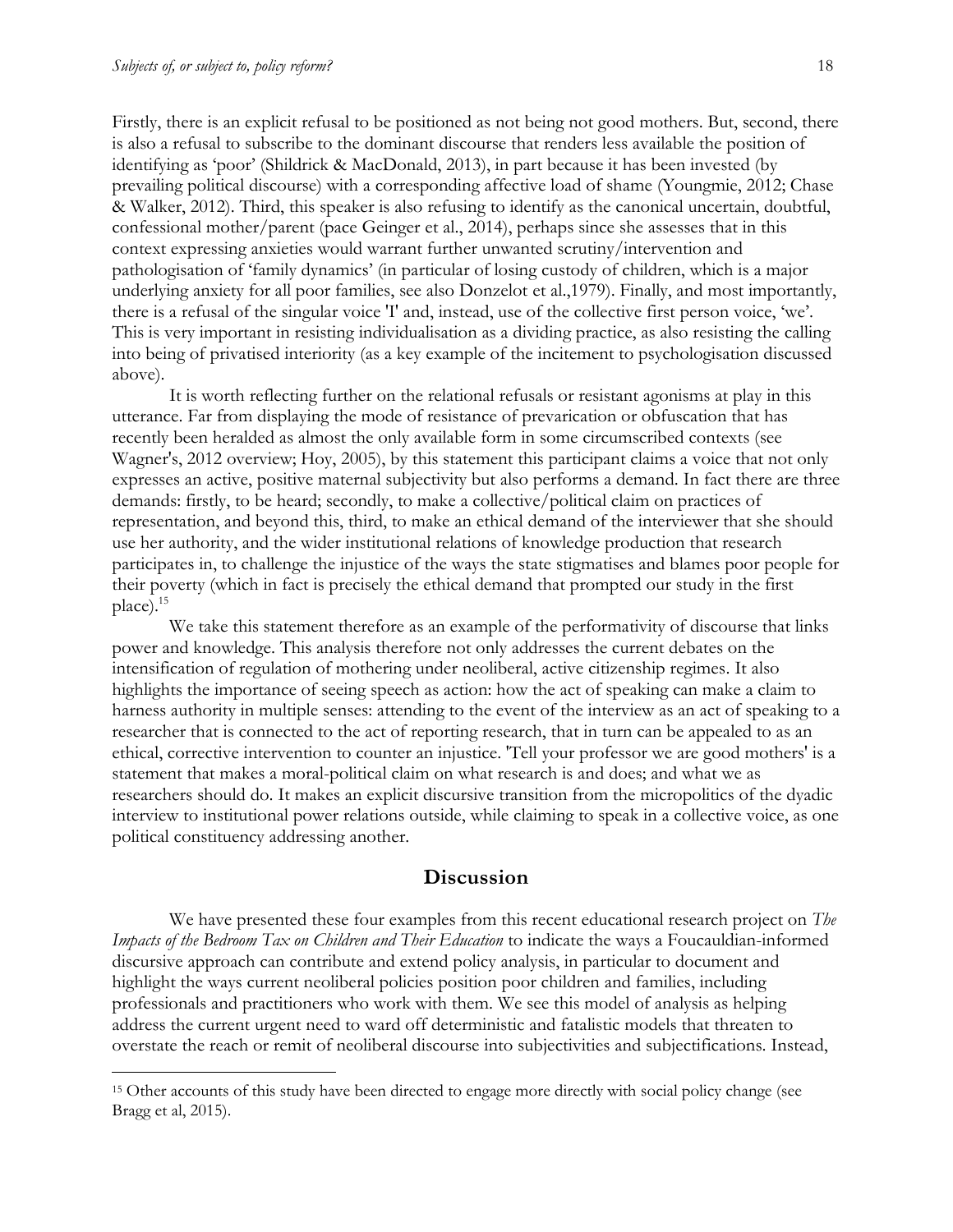Firstly, there is an explicit refusal to be positioned as not being not good mothers. But, second, there is also a refusal to subscribe to the dominant discourse that renders less available the position of identifying as 'poor' (Shildrick & MacDonald, 2013), in part because it has been invested (by prevailing political discourse) with a corresponding affective load of shame (Youngmie, 2012; Chase & Walker, 2012). Third, this speaker is also refusing to identify as the canonical uncertain, doubtful, confessional mother/parent (pace Geinger et al., 2014), perhaps since she assesses that in this context expressing anxieties would warrant further unwanted scrutiny/intervention and pathologisation of 'family dynamics' (in particular of losing custody of children, which is a major underlying anxiety for all poor families, see also Donzelot et al.,1979). Finally, and most importantly, there is a refusal of the singular voice 'I' and, instead, use of the collective first person voice, 'we'. This is very important in resisting individualisation as a dividing practice, as also resisting the calling into being of privatised interiority (as a key example of the incitement to psychologisation discussed above).

It is worth reflecting further on the relational refusals or resistant agonisms at play in this utterance. Far from displaying the mode of resistance of prevarication or obfuscation that has recently been heralded as almost the only available form in some circumscribed contexts (see Wagner's, 2012 overview; Hoy, 2005), by this statement this participant claims a voice that not only expresses an active, positive maternal subjectivity but also performs a demand. In fact there are three demands: firstly, to be heard; secondly, to make a collective/political claim on practices of representation, and beyond this, third, to make an ethical demand of the interviewer that she should use her authority, and the wider institutional relations of knowledge production that research participates in, to challenge the injustice of the ways the state stigmatises and blames poor people for their poverty (which in fact is precisely the ethical demand that prompted our study in the first place).[15]

We take this statement therefore as an example of the performativity of discourse that links power and knowledge. This analysis therefore not only addresses the current debates on the intensification of regulation of mothering under neoliberal, active citizenship regimes. It also highlights the importance of seeing speech as action: how the act of speaking can make a claim to harness authority in multiple senses: attending to the event of the interview as an act of speaking to a researcher that is connected to the act of reporting research, that in turn can be appealed to as an ethical, corrective intervention to counter an injustice. 'Tell your professor we are good mothers' is a statement that makes a moral-political claim on what research is and does; and what we as researchers should do. It makes an explicit discursive transition from the micropolitics of the dyadic interview to institutional power relations outside, while claiming to speak in a collective voice, as one political constituency addressing another.

## Discussion

We have presented these four examples from this recent educational research project on *The Impacts of the Bedroom Tax on Children and Their Education* to indicate the ways a Foucauldian-informed discursive approach can contribute and extend policy analysis, in particular to document and highlight the ways current neoliberal policies position poor children and families, including professionals and practitioners who work with them. We see this model of analysis as helping address the current urgent need to ward off deterministic and fatalistic models that threaten to overstate the reach or remit of neoliberal discourse into subjectivities and subjectifications. Instead,

[15] Other accounts of this study have been directed to engage more directly with social policy change (see Bragg et al, 2015).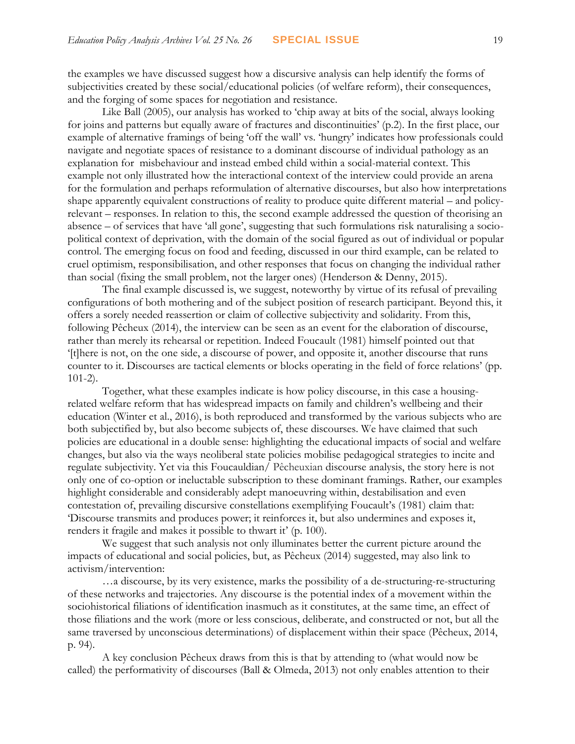the examples we have discussed suggest how a discursive analysis can help identify the forms of subjectivities created by these social/educational policies (of welfare reform), their consequences, and the forging of some spaces for negotiation and resistance.

Like Ball (2005), our analysis has worked to 'chip away at bits of the social, always looking for joins and patterns but equally aware of fractures and discontinuities' (p.2). In the first place, our example of alternative framings of being 'off the wall' vs. 'hungry' indicates how professionals could navigate and negotiate spaces of resistance to a dominant discourse of individual pathology as an explanation for misbehaviour and instead embed child within a social-material context. This example not only illustrated how the interactional context of the interview could provide an arena for the formulation and perhaps reformulation of alternative discourses, but also how interpretations shape apparently equivalent constructions of reality to produce quite different material – and policy-relevant – responses. In relation to this, the second example addressed the question of theorising an absence – of services that have 'all gone', suggesting that such formulations risk naturalising a socio-political context of deprivation, with the domain of the social figured as out of individual or popular control. The emerging focus on food and feeding, discussed in our third example, can be related to cruel optimism, responsibilisation, and other responses that focus on changing the individual rather than social (fixing the small problem, not the larger ones) (Henderson & Denny, 2015).

The final example discussed is, we suggest, noteworthy by virtue of its refusal of prevailing configurations of both mothering and of the subject position of research participant. Beyond this, it offers a sorely needed reassertion or claim of collective subjectivity and solidarity. From this, following Pêcheux (2014), the interview can be seen as an event for the elaboration of discourse, rather than merely its rehearsal or repetition. Indeed Foucault (1981) himself pointed out that '[t]here is not, on the one side, a discourse of power, and opposite it, another discourse that runs counter to it. Discourses are tactical elements or blocks operating in the field of force relations' (pp. 101-2).

Together, what these examples indicate is how policy discourse, in this case a housing-related welfare reform that has widespread impacts on family and children's wellbeing and their education (Winter et al., 2016), is both reproduced and transformed by the various subjects who are both subjectified by, but also become subjects of, these discourses. We have claimed that such policies are educational in a double sense: highlighting the educational impacts of social and welfare changes, but also via the ways neoliberal state policies mobilise pedagogical strategies to incite and regulate subjectivity. Yet via this Foucauldian/ Pêcheuxian discourse analysis, the story here is not only one of co-option or ineluctable subscription to these dominant framings. Rather, our examples highlight considerable and considerably adept manoeuvring within, destabilisation and even contestation of, prevailing discursive constellations exemplifying Foucault's (1981) claim that: 'Discourse transmits and produces power; it reinforces it, but also undermines and exposes it, renders it fragile and makes it possible to thwart it' (p. 100).

We suggest that such analysis not only illuminates better the current picture around the impacts of educational and social policies, but, as Pêcheux (2014) suggested, may also link to activism/intervention:

> …a discourse, by its very existence, marks the possibility of a de-structuring-re-structuring of these networks and trajectories. Any discourse is the potential index of a movement within the sociohistorical filiations of identification inasmuch as it constitutes, at the same time, an effect of those filiations and the work (more or less conscious, deliberate, and constructed or not, but all the same traversed by unconscious determinations) of displacement within their space (Pêcheux, 2014, p. 94).

A key conclusion Pêcheux draws from this is that by attending to (what would now be called) the performativity of discourses (Ball & Olmeda, 2013) not only enables attention to their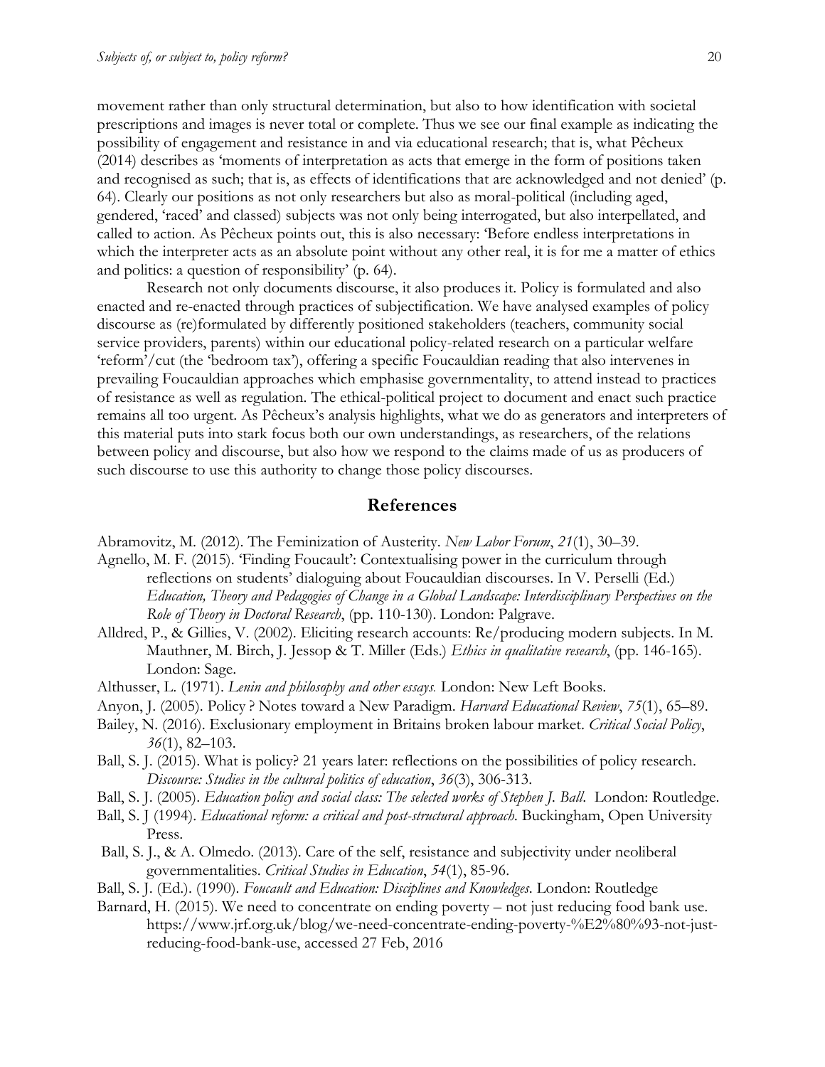movement rather than only structural determination, but also to how identification with societal prescriptions and images is never total or complete. Thus we see our final example as indicating the possibility of engagement and resistance in and via educational research; that is, what Pêcheux (2014) describes as 'moments of interpretation as acts that emerge in the form of positions taken and recognised as such; that is, as effects of identifications that are acknowledged and not denied' (p. 64). Clearly our positions as not only researchers but also as moral-political (including aged, gendered, 'raced' and classed) subjects was not only being interrogated, but also interpellated, and called to action. As Pêcheux points out, this is also necessary: 'Before endless interpretations in which the interpreter acts as an absolute point without any other real, it is for me a matter of ethics and politics: a question of responsibility' (p. 64).

Research not only documents discourse, it also produces it. Policy is formulated and also enacted and re-enacted through practices of subjectification. We have analysed examples of policy discourse as (re)formulated by differently positioned stakeholders (teachers, community social service providers, parents) within our educational policy-related research on a particular welfare 'reform'/cut (the 'bedroom tax'), offering a specific Foucauldian reading that also intervenes in prevailing Foucauldian approaches which emphasise governmentality, to attend instead to practices of resistance as well as regulation. The ethical-political project to document and enact such practice remains all too urgent. As Pêcheux's analysis highlights, what we do as generators and interpreters of this material puts into stark focus both our own understandings, as researchers, of the relations between policy and discourse, but also how we respond to the claims made of us as producers of such discourse to use this authority to change those policy discourses.

## References

Abramovitz, M. (2012). The Feminization of Austerity. *New Labor Forum*, *21*(1), 30–39.

Agnello, M. F. (2015). 'Finding Foucault': Contextualising power in the curriculum through reflections on students' dialoguing about Foucauldian discourses. In V. Perselli (Ed.) *Education, Theory and Pedagogies of Change in a Global Landscape: Interdisciplinary Perspectives on the Role of Theory in Doctoral Research*, (pp. 110-130). London: Palgrave.

Alldred, P., & Gillies, V. (2002). Eliciting research accounts: Re/producing modern subjects. In M. Mauthner, M. Birch, J. Jessop & T. Miller (Eds.) *Ethics in qualitative research*, (pp. 146-165). London: Sage.

Althusser, L. (1971). *Lenin and philosophy and other essays.* London: New Left Books.

Anyon, J. (2005). Policy ? Notes toward a New Paradigm. *Harvard Educational Review*, *75*(1), 65–89.

Bailey, N. (2016). Exclusionary employment in Britains broken labour market. *Critical Social Policy*, *36*(1), 82–103.

Ball, S. J. (2015). What is policy? 21 years later: reflections on the possibilities of policy research. *Discourse: Studies in the cultural politics of education*, *36*(3), 306-313.

Ball, S. J. (2005). *Education policy and social class: The selected works of Stephen J. Ball*. London: Routledge.

Ball, S. J (1994). *Educational reform: a critical and post-structural approach.* Buckingham, Open University Press.

Ball, S. J., & A. Olmedo. (2013). Care of the self, resistance and subjectivity under neoliberal governmentalities. *Critical Studies in Education*, *54*(1), 85-96.

Ball, S. J. (Ed.). (1990). *Foucault and Education: Disciplines and Knowledges*. London: Routledge

Barnard, H. (2015). We need to concentrate on ending poverty – not just reducing food bank use. https://www.jrf.org.uk/blog/we-need-concentrate-ending-poverty-%E2%80%93-not-just-reducing-food-bank-use, accessed 27 Feb, 2016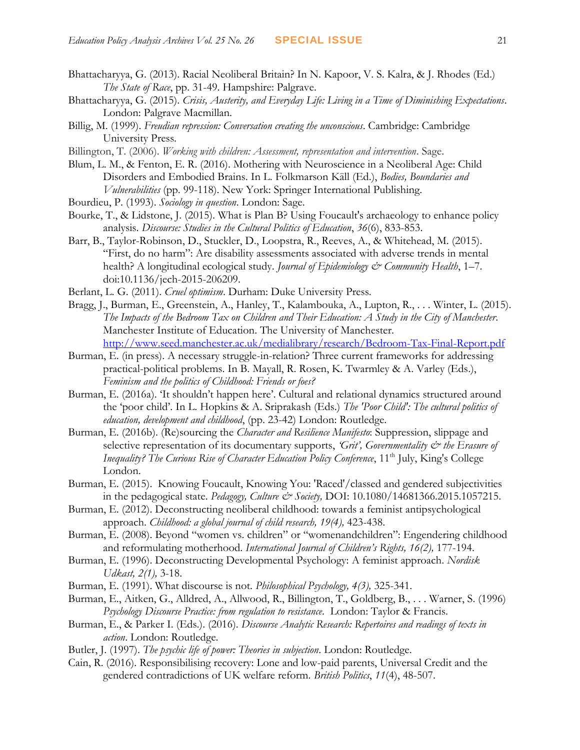Bhattacharyya, G. (2013). Racial Neoliberal Britain? In N. Kapoor, V. S. Kalra, & J. Rhodes (Ed.) *The State of Race*, pp. 31-49. Hampshire: Palgrave.

Bhattacharyya, G. (2015). *Crisis, Austerity, and Everyday Life: Living in a Time of Diminishing Expectations*. London: Palgrave Macmillan.

Billig, M. (1999). *Freudian repression: Conversation creating the unconscious*. Cambridge: Cambridge University Press.

Billington, T. (2006). *Working with children: Assessment, representation and intervention*. Sage.

Blum, L. M., & Fenton, E. R. (2016). Mothering with Neuroscience in a Neoliberal Age: Child Disorders and Embodied Brains. In L. Folkmarson Käll (Ed.), *Bodies, Boundaries and Vulnerabilities* (pp. 99-118). New York: Springer International Publishing.

Bourdieu, P. (1993). *Sociology in question*. London: Sage.

Bourke, T., & Lidstone, J. (2015). What is Plan B? Using Foucault's archaeology to enhance policy analysis. *Discourse: Studies in the Cultural Politics of Education*, *36*(6), 833-853.

Barr, B., Taylor-Robinson, D., Stuckler, D., Loopstra, R., Reeves, A., & Whitehead, M. (2015). "First, do no harm": Are disability assessments associated with adverse trends in mental health? A longitudinal ecological study. *Journal of Epidemiology & Community Health*, 1–7. doi:10.1136/jech-2015-206209.

Berlant, L. G. (2011). *Cruel optimism*. Durham: Duke University Press.

Bragg, J., Burman, E., Greenstein, A., Hanley, T., Kalambouka, A., Lupton, R., . . . Winter, L. (2015). *The Impacts of the Bedroom Tax on Children and Their Education: A Study in the City of Manchester*. Manchester Institute of Education. The University of Manchester. http://www.seed.manchester.ac.uk/medialibrary/research/Bedroom-Tax-Final-Report.pdf

Burman, E. (in press). A necessary struggle-in-relation? Three current frameworks for addressing practical-political problems. In B. Mayall, R. Rosen, K. Twarmley & A. Varley (Eds.), *Feminism and the politics of Childhood: Friends or foes?*

Burman, E. (2016a). 'It shouldn't happen here'. Cultural and relational dynamics structured around the 'poor child'. In L. Hopkins & A. Sriprakash (Eds.) *The 'Poor Child': The cultural politics of education, development and childhood*, (pp. 23-42) London: Routledge.

Burman, E. (2016b). (Re)sourcing the *Character and Resilience Manifesto*: Suppression, slippage and selective representation of its documentary supports, *'Grit', Governmentality & the Erasure of Inequality? The Curious Rise of Character Education Policy Conference*, 11th July, King's College London.

Burman, E. (2015). Knowing Foucault, Knowing You: 'Raced'/classed and gendered subjectivities in the pedagogical state. *Pedagogy, Culture & Society,* DOI: 10.1080/14681366.2015.1057215.

Burman, E. (2012). Deconstructing neoliberal childhood: towards a feminist antipsychological approach. *Childhood: a global journal of child research, 19(4),* 423-438.

Burman, E. (2008). Beyond "women vs. children" or "womenandchildren": Engendering childhood and reformulating motherhood. *International Journal of Children's Rights, 16(2),* 177-194.

Burman, E. (1996). Deconstructing Developmental Psychology: A feminist approach. *Nordisk Udkast, 2(1),* 3-18.

Burman, E. (1991). What discourse is not. *Philosophical Psychology, 4(3),* 325-341.

Burman, E., Aitken, G., Alldred, A., Allwood, R., Billington, T., Goldberg, B., . . . Warner, S. (1996) *Psychology Discourse Practice: from regulation to resistance.* London: Taylor & Francis.

Burman, E., & Parker I. (Eds.). (2016). *Discourse Analytic Research: Repertoires and readings of texts in action*. London: Routledge.

Butler, J. (1997). *The psychic life of power: Theories in subjection*. London: Routledge.

Cain, R. (2016). Responsibilising recovery: Lone and low-paid parents, Universal Credit and the gendered contradictions of UK welfare reform. *British Politics*, *11*(4), 48-507.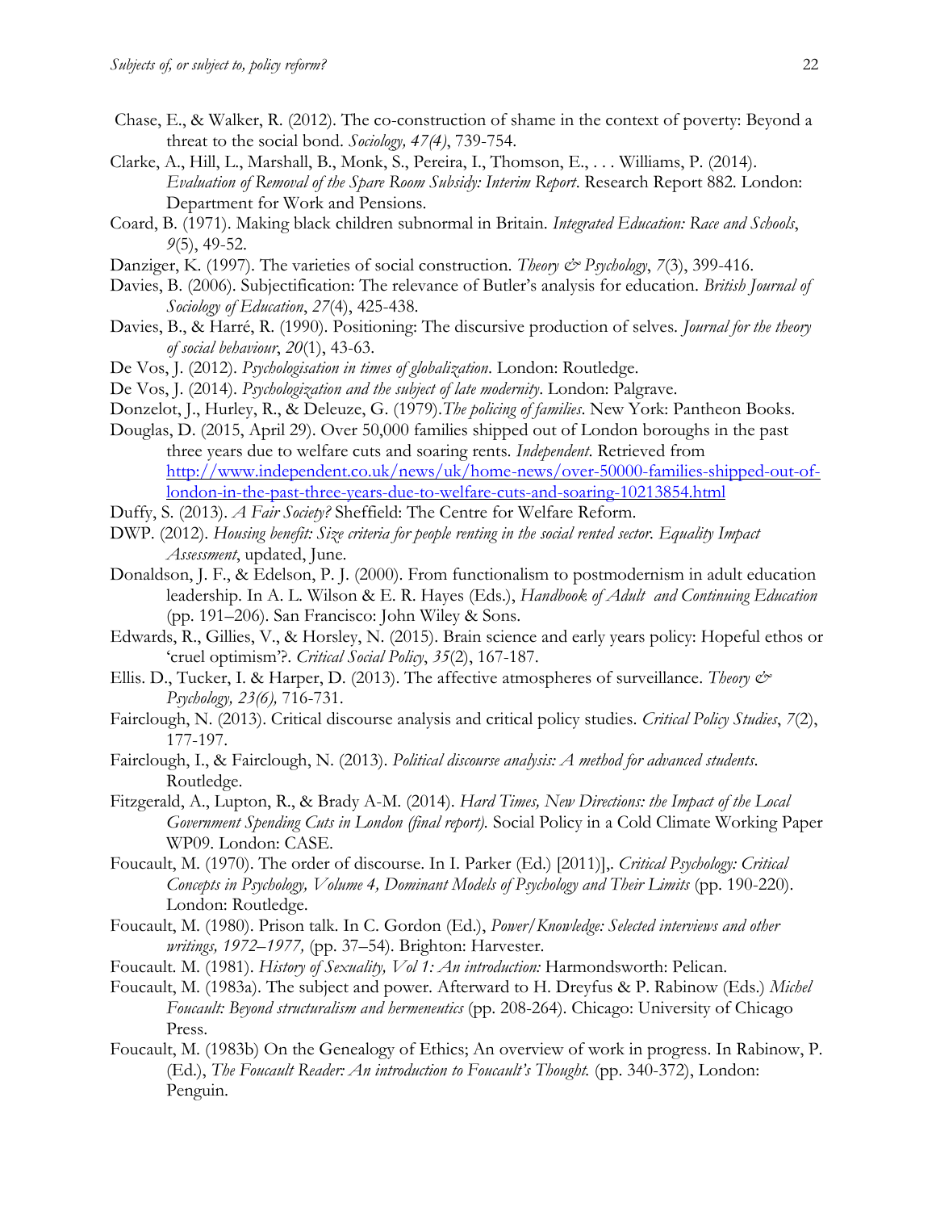Chase, E., & Walker, R. (2012). The co-construction of shame in the context of poverty: Beyond a threat to the social bond. *Sociology, 47(4)*, 739-754.

Clarke, A., Hill, L., Marshall, B., Monk, S., Pereira, I., Thomson, E., . . . Williams, P. (2014). *Evaluation of Removal of the Spare Room Subsidy: Interim Report*. Research Report 882. London: Department for Work and Pensions.

Coard, B. (1971). Making black children subnormal in Britain. *Integrated Education: Race and Schools*, *9*(5), 49-52.

Danziger, K. (1997). The varieties of social construction. *Theory & Psychology*, *7*(3), 399-416.

Davies, B. (2006). Subjectification: The relevance of Butler's analysis for education. *British Journal of Sociology of Education*, *27*(4), 425-438.

Davies, B., & Harré, R. (1990). Positioning: The discursive production of selves. *Journal for the theory of social behaviour*, *20*(1), 43-63.

De Vos, J. (2012). *Psychologisation in times of globalization*. London: Routledge.

De Vos, J. (2014). *Psychologization and the subject of late modernity*. London: Palgrave.

Donzelot, J., Hurley, R., & Deleuze, G. (1979).*The policing of families*. New York: Pantheon Books.

Douglas, D. (2015, April 29). Over 50,000 families shipped out of London boroughs in the past three years due to welfare cuts and soaring rents. *Independent*. Retrieved from http://www.independent.co.uk/news/uk/home-news/over-50000-families-shipped-out-of-london-in-the-past-three-years-due-to-welfare-cuts-and-soaring-10213854.html

Duffy, S. (2013). *A Fair Society?* Sheffield: The Centre for Welfare Reform.

DWP. (2012). *Housing benefit: Size criteria for people renting in the social rented sector. Equality Impact Assessment*, updated, June.

Donaldson, J. F., & Edelson, P. J. (2000). From functionalism to postmodernism in adult education leadership. In A. L. Wilson & E. R. Hayes (Eds.), *Handbook of Adult and Continuing Education* (pp. 191–206). San Francisco: John Wiley & Sons.

Edwards, R., Gillies, V., & Horsley, N. (2015). Brain science and early years policy: Hopeful ethos or 'cruel optimism'?. *Critical Social Policy*, *35*(2), 167-187.

Ellis. D., Tucker, I. & Harper, D. (2013). The affective atmospheres of surveillance. *Theory & Psychology, 23(6),* 716-731.

Fairclough, N. (2013). Critical discourse analysis and critical policy studies. *Critical Policy Studies*, *7*(2), 177-197.

Fairclough, I., & Fairclough, N. (2013). *Political discourse analysis: A method for advanced students*. Routledge.

Fitzgerald, A., Lupton, R., & Brady A-M. (2014). *Hard Times, New Directions: the Impact of the Local Government Spending Cuts in London (final report).* Social Policy in a Cold Climate Working Paper WP09. London: CASE.

Foucault, M. (1970). The order of discourse. In I. Parker (Ed.) [2011)],. *Critical Psychology: Critical Concepts in Psychology, Volume 4, Dominant Models of Psychology and Their Limits* (pp. 190-220). London: Routledge.

Foucault, M. (1980). Prison talk. In C. Gordon (Ed.), *Power/Knowledge: Selected interviews and other writings, 1972–1977,* (pp. 37–54). Brighton: Harvester.

Foucault. M. (1981). *History of Sexuality, Vol 1: An introduction:* Harmondsworth: Pelican.

Foucault, M. (1983a). The subject and power. Afterward to H. Dreyfus & P. Rabinow (Eds.) *Michel Foucault: Beyond structuralism and hermeneutics* (pp. 208-264). Chicago: University of Chicago Press.

Foucault, M. (1983b) On the Genealogy of Ethics; An overview of work in progress. In Rabinow, P. (Ed.), *The Foucault Reader: An introduction to Foucault's Thought.* (pp. 340-372), London: Penguin.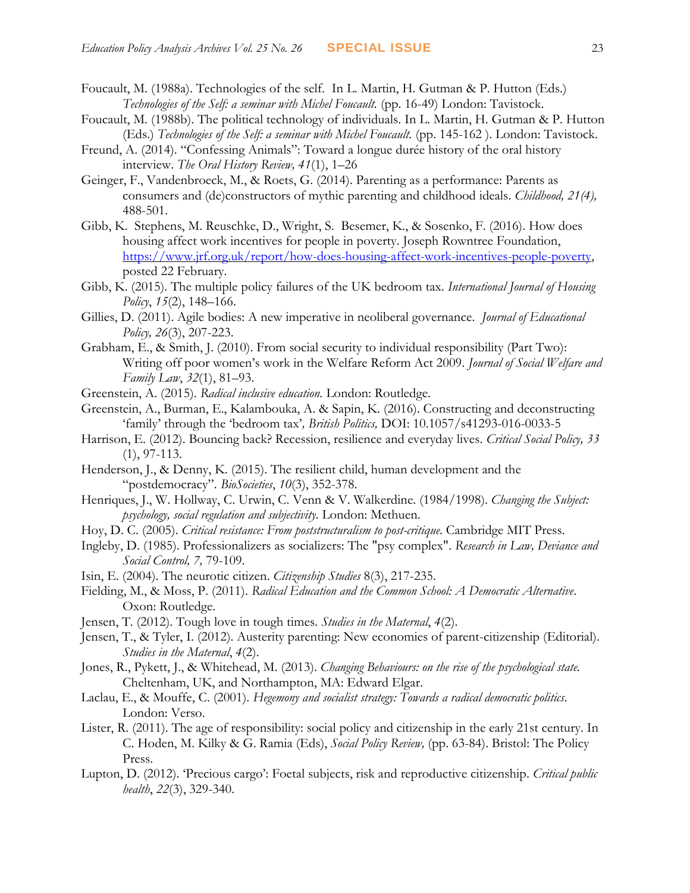Foucault, M. (1988a). Technologies of the self. In L. Martin, H. Gutman & P. Hutton (Eds.) *Technologies of the Self: a seminar with Michel Foucault.* (pp. 16-49) London: Tavistock.

Foucault, M. (1988b). The political technology of individuals. In L. Martin, H. Gutman & P. Hutton (Eds.) *Technologies of the Self: a seminar with Michel Foucault.* (pp. 145-162 ). London: Tavistock.

Freund, A. (2014). "Confessing Animals": Toward a longue durée history of the oral history interview. *The Oral History Review, 41*(1), 1–26

Geinger, F., Vandenbroeck, M., & Roets, G. (2014). Parenting as a performance: Parents as consumers and (de)constructors of mythic parenting and childhood ideals. *Childhood, 21(4),* 488-501.

Gibb, K. Stephens, M. Reuschke, D., Wright, S. Besemer, K., & Sosenko, F. (2016). How does housing affect work incentives for people in poverty. Joseph Rowntree Foundation, https://www.jrf.org.uk/report/how-does-housing-affect-work-incentives-people-poverty, posted 22 February.

Gibb, K. (2015). The multiple policy failures of the UK bedroom tax. *International Journal of Housing Policy*, *15*(2), 148–166.

Gillies, D. (2011). Agile bodies: A new imperative in neoliberal governance. *Journal of Educational Policy, 26*(3), 207-223.

Grabham, E., & Smith, J. (2010). From social security to individual responsibility (Part Two): Writing off poor women's work in the Welfare Reform Act 2009. *Journal of Social Welfare and Family Law*, *32*(1), 81–93.

Greenstein, A. (2015). *Radical inclusive education.* London: Routledge.

Greenstein, A., Burman, E., Kalambouka, A. & Sapin, K. (2016). Constructing and deconstructing 'family' through the 'bedroom tax'*, British Politics,* DOI: 10.1057/s41293-016-0033-5

Harrison, E. (2012). Bouncing back? Recession, resilience and everyday lives. *Critical Social Policy, 33* (1), 97-113.

Henderson, J., & Denny, K. (2015). The resilient child, human development and the "postdemocracy". *BioSocieties*, *10*(3), 352-378.

Henriques, J., W. Hollway, C. Urwin, C. Venn & V. Walkerdine. (1984/1998). *Changing the Subject: psychology, social regulation and subjectivity.* London: Methuen.

Hoy, D. C. (2005). *Critical resistance: From poststructuralism to post-critique.* Cambridge MIT Press.

Ingleby, D. (1985). Professionalizers as socializers: The "psy complex". *Research in Law, Deviance and Social Control, 7,* 79-109.

Isin, E. (2004). The neurotic citizen. *Citizenship Studies* 8(3), 217-235.

Fielding, M., & Moss, P. (2011). *Radical Education and the Common School: A Democratic Alternative*. Oxon: Routledge.

Jensen, T. (2012). Tough love in tough times. *Studies in the Maternal*, *4*(2).

Jensen, T., & Tyler, I. (2012). Austerity parenting: New economies of parent-citizenship (Editorial). *Studies in the Maternal*, *4*(2).

Jones, R., Pykett, J., & Whitehead, M. (2013). *Changing Behaviours: on the rise of the psychological state.* Cheltenham, UK, and Northampton, MA: Edward Elgar.

Laclau, E., & Mouffe, C. (2001). *Hegemony and socialist strategy: Towards a radical democratic politics*. London: Verso.

Lister, R. (2011). The age of responsibility: social policy and citizenship in the early 21st century. In C. Hoden, M. Kilky & G. Ramia (Eds), *Social Policy Review,* (pp. 63-84). Bristol: The Policy Press.

Lupton, D. (2012). 'Precious cargo': Foetal subjects, risk and reproductive citizenship. *Critical public health*, *22*(3), 329-340.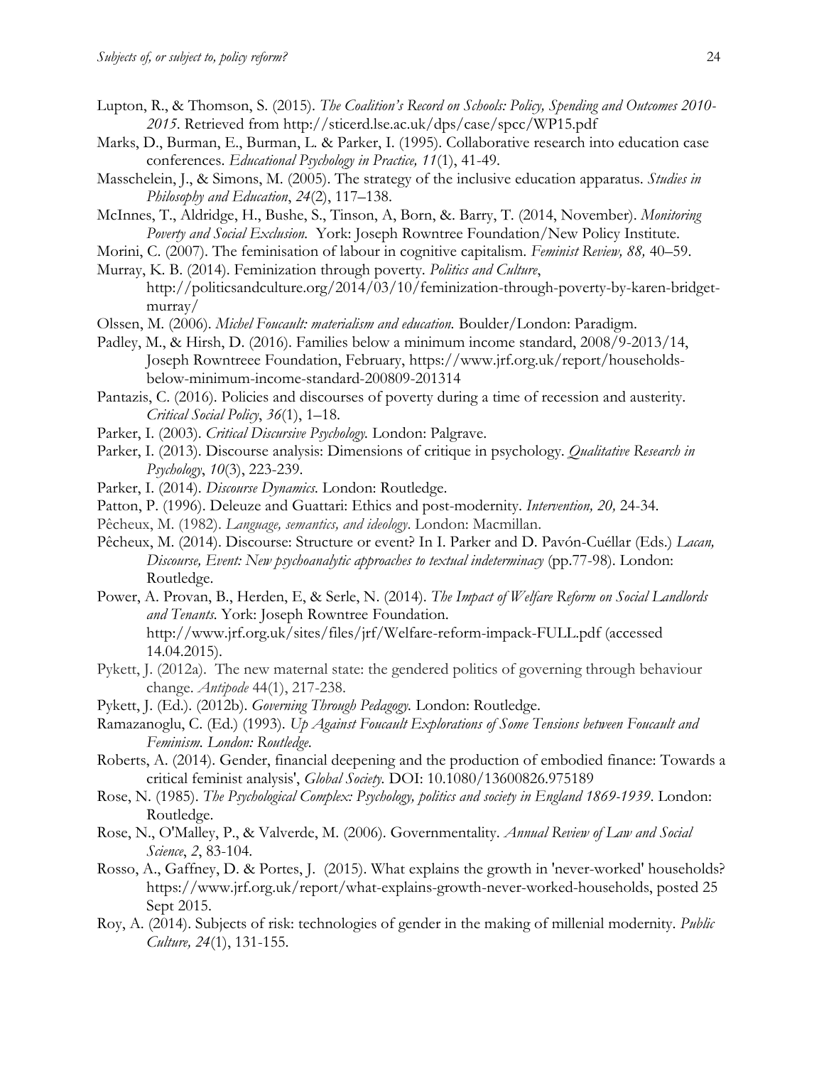Lupton, R., & Thomson, S. (2015). *The Coalition's Record on Schools: Policy, Spending and Outcomes 2010-2015*. Retrieved from http://sticerd.lse.ac.uk/dps/case/spcc/WP15.pdf

Marks, D., Burman, E., Burman, L. & Parker, I. (1995). Collaborative research into education case conferences. *Educational Psychology in Practice, 11*(1), 41-49.

Masschelein, J., & Simons, M. (2005). The strategy of the inclusive education apparatus. *Studies in Philosophy and Education*, *24*(2), 117–138.

McInnes, T., Aldridge, H., Bushe, S., Tinson, A, Born, &. Barry, T. (2014, November). *Monitoring Poverty and Social Exclusion.* York: Joseph Rowntree Foundation/New Policy Institute.

Morini, C. (2007). The feminisation of labour in cognitive capitalism. *Feminist Review, 88,* 40–59.

Murray, K. B. (2014). Feminization through poverty. *Politics and Culture*, http://politicsandculture.org/2014/03/10/feminization-through-poverty-by-karen-bridget-murray/

Olssen, M. (2006). *Michel Foucault: materialism and education.* Boulder/London: Paradigm.

Padley, M., & Hirsh, D. (2016). Families below a minimum income standard, 2008/9-2013/14, Joseph Rowntreee Foundation, February, https://www.jrf.org.uk/report/households-below-minimum-income-standard-200809-201314

Pantazis, C. (2016). Policies and discourses of poverty during a time of recession and austerity. *Critical Social Policy*, *36*(1), 1–18.

Parker, I. (2003). *Critical Discursive Psychology.* London: Palgrave.

Parker, I. (2013). Discourse analysis: Dimensions of critique in psychology. *Qualitative Research in Psychology*, *10*(3), 223-239.

Parker, I. (2014). *Discourse Dynamics.* London: Routledge.

Patton, P. (1996). Deleuze and Guattari: Ethics and post-modernity. *Intervention, 20,* 24-34.

Pêcheux, M. (1982). *Language, semantics, and ideology*. London: Macmillan.

Pêcheux, M. (2014). Discourse: Structure or event? In I. Parker and D. Pavón-Cuéllar (Eds.) *Lacan, Discourse, Event: New psychoanalytic approaches to textual indeterminacy* (pp.77-98). London: Routledge.

Power, A. Provan, B., Herden, E, & Serle, N. (2014). *The Impact of Welfare Reform on Social Landlords and Tenants*. York: Joseph Rowntree Foundation. http://www.jrf.org.uk/sites/files/jrf/Welfare-reform-impack-FULL.pdf (accessed 14.04.2015).

Pykett, J. (2012a). The new maternal state: the gendered politics of governing through behaviour change. *Antipode* 44(1), 217-238.

Pykett, J. (Ed.). (2012b). *Governing Through Pedagogy.* London: Routledge.

Ramazanoglu, C. (Ed.) (1993). *Up Against Foucault Explorations of Some Tensions between Foucault and Feminism. London: Routledge.*

Roberts, A. (2014). Gender, financial deepening and the production of embodied finance: Towards a critical feminist analysis', *Global Society.* DOI: 10.1080/13600826.975189

Rose, N. (1985). *The Psychological Complex: Psychology, politics and society in England 1869-1939*. London: Routledge.

Rose, N., O'Malley, P., & Valverde, M. (2006). Governmentality. *Annual Review of Law and Social Science*, *2*, 83-104.

Rosso, A., Gaffney, D. & Portes, J. (2015). What explains the growth in 'never-worked' households? https://www.jrf.org.uk/report/what-explains-growth-never-worked-households, posted 25 Sept 2015.

Roy, A. (2014). Subjects of risk: technologies of gender in the making of millenial modernity. *Public Culture, 24*(1), 131-155.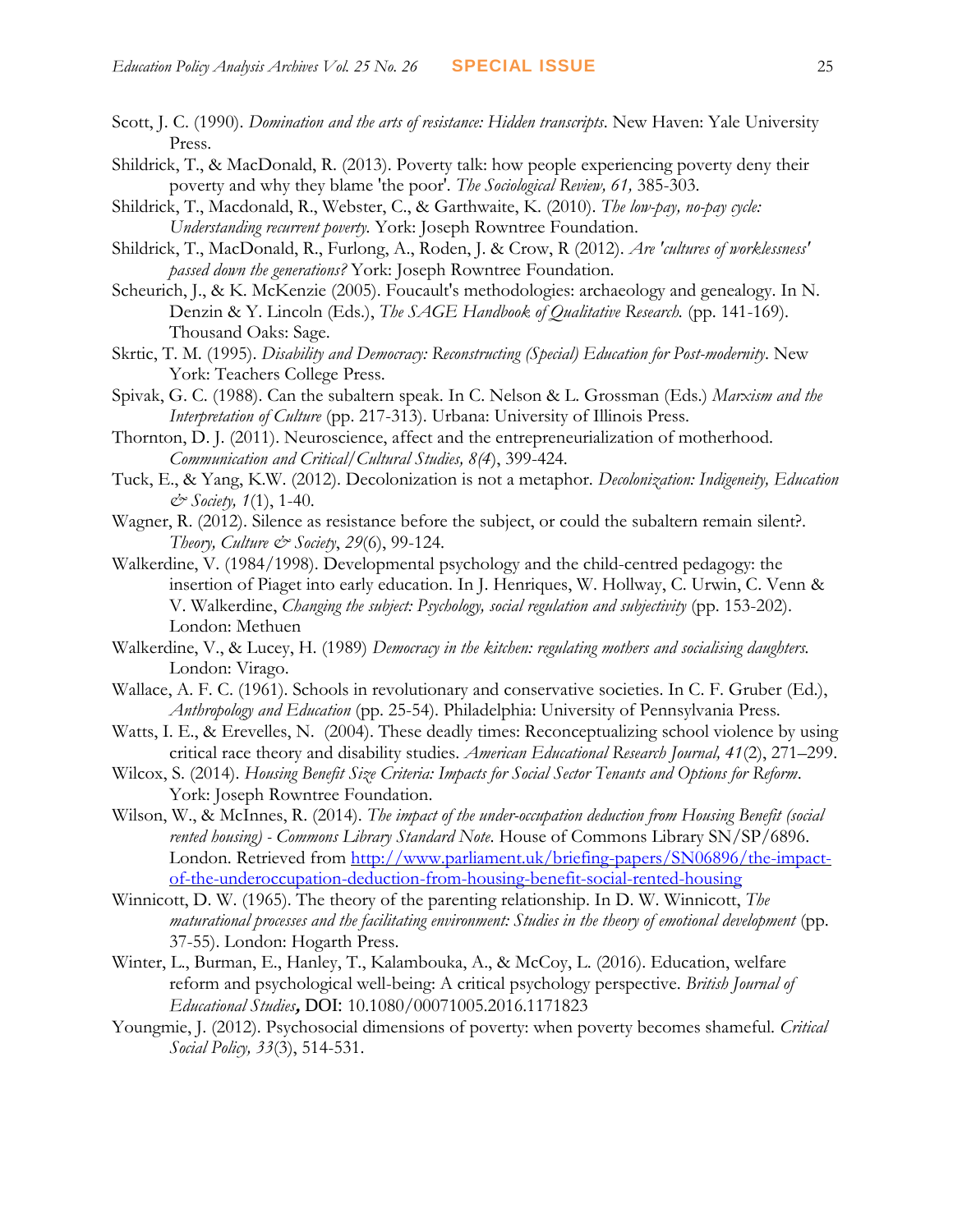Scott, J. C. (1990). *Domination and the arts of resistance: Hidden transcripts*. New Haven: Yale University Press.

Shildrick, T., & MacDonald, R. (2013). Poverty talk: how people experiencing poverty deny their poverty and why they blame 'the poor'. *The Sociological Review, 61,* 385-303.

Shildrick, T., Macdonald, R., Webster, C., & Garthwaite, K. (2010). *The low-pay, no-pay cycle: Understanding recurrent poverty.* York: Joseph Rowntree Foundation.

Shildrick, T., MacDonald, R., Furlong, A., Roden, J. & Crow, R (2012). *Are 'cultures of worklessness' passed down the generations?* York: Joseph Rowntree Foundation.

Scheurich, J., & K. McKenzie (2005). Foucault's methodologies: archaeology and genealogy. In N. Denzin & Y. Lincoln (Eds.), *The SAGE Handbook of Qualitative Research.* (pp. 141-169). Thousand Oaks: Sage.

Skrtic, T. M. (1995). *Disability and Democracy: Reconstructing (Special) Education for Post-modernity*. New York: Teachers College Press.

Spivak, G. C. (1988). Can the subaltern speak. In C. Nelson & L. Grossman (Eds.) *Marxism and the Interpretation of Culture* (pp. 217-313). Urbana: University of Illinois Press.

Thornton, D. J. (2011). Neuroscience, affect and the entrepreneurialization of motherhood. *Communication and Critical/Cultural Studies, 8(4*), 399-424.

Tuck, E., & Yang, K.W. (2012). Decolonization is not a metaphor. *Decolonization: Indigeneity, Education & Society, 1*(1), 1-40.

Wagner, R. (2012). Silence as resistance before the subject, or could the subaltern remain silent?. *Theory, Culture & Society*, *29*(6), 99-124.

Walkerdine, V. (1984/1998). Developmental psychology and the child-centred pedagogy: the insertion of Piaget into early education. In J. Henriques, W. Hollway, C. Urwin, C. Venn & V. Walkerdine, *Changing the subject: Psychology, social regulation and subjectivity* (pp. 153-202). London: Methuen

Walkerdine, V., & Lucey, H. (1989) *Democracy in the kitchen: regulating mothers and socialising daughters.* London: Virago.

Wallace, A. F. C. (1961). Schools in revolutionary and conservative societies. In C. F. Gruber (Ed.), *Anthropology and Education* (pp. 25-54). Philadelphia: University of Pennsylvania Press.

Watts, I. E., & Erevelles, N. (2004). These deadly times: Reconceptualizing school violence by using critical race theory and disability studies. *American Educational Research Journal, 41*(2), 271–299.

Wilcox, S. (2014). *Housing Benefit Size Criteria: Impacts for Social Sector Tenants and Options for Reform*. York: Joseph Rowntree Foundation.

Wilson, W., & McInnes, R. (2014). *The impact of the under-occupation deduction from Housing Benefit (social rented housing) - Commons Library Standard Note.* House of Commons Library SN/SP/6896. London. Retrieved from [http://www.parliament.uk/briefing-papers/SN06896/the-impact-of-the-underoccupation-deduction-from-housing-benefit-social-rented-housing](http://www.parliament.uk/briefing-papers/SN06896/the-impact-of-the-underoccupation-deduction-from-housing-benefit-social-rented-housing)

Winnicott, D. W. (1965). The theory of the parenting relationship. In D. W. Winnicott, *The maturational processes and the facilitating environment: Studies in the theory of emotional development* (pp. 37-55). London: Hogarth Press.

Winter, L., Burman, E., Hanley, T., Kalambouka, A., & McCoy, L. (2016). Education, welfare reform and psychological well-being: A critical psychology perspective. *British Journal of Educational Studies*, DOI: 10.1080/00071005.2016.1171823

Youngmie, J. (2012). Psychosocial dimensions of poverty: when poverty becomes shameful. *Critical Social Policy, 33*(3), 514-531.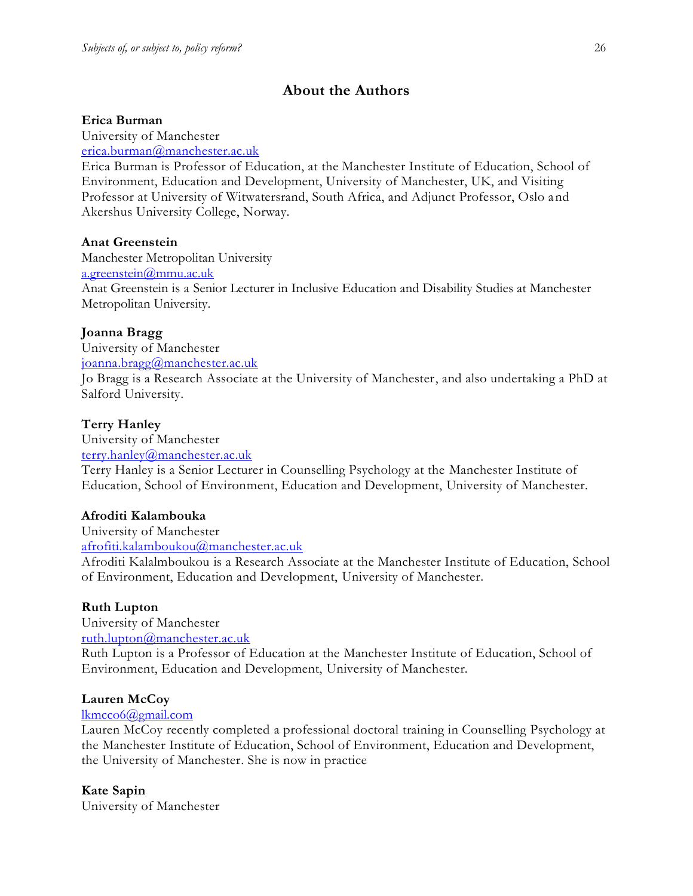## About the Authors

**Erica Burman**
University of Manchester
erica.burman@manchester.ac.uk
Erica Burman is Professor of Education, at the Manchester Institute of Education, School of Environment, Education and Development, University of Manchester, UK, and Visiting Professor at University of Witwatersrand, South Africa, and Adjunct Professor, Oslo and Akershus University College, Norway.

**Anat Greenstein**
Manchester Metropolitan University
a.greenstein@mmu.ac.uk
Anat Greenstein is a Senior Lecturer in Inclusive Education and Disability Studies at Manchester Metropolitan University.

**Joanna Bragg**
University of Manchester
joanna.bragg@manchester.ac.uk
Jo Bragg is a Research Associate at the University of Manchester, and also undertaking a PhD at Salford University.

**Terry Hanley**
University of Manchester
terry.hanley@manchester.ac.uk
Terry Hanley is a Senior Lecturer in Counselling Psychology at the Manchester Institute of Education, School of Environment, Education and Development, University of Manchester.

**Afroditi Kalambouka**
University of Manchester
afrofiti.kalamboukou@manchester.ac.uk
Afroditi Kalalmboukou is a Research Associate at the Manchester Institute of Education, School of Environment, Education and Development, University of Manchester.

**Ruth Lupton**
University of Manchester
ruth.lupton@manchester.ac.uk
Ruth Lupton is a Professor of Education at the Manchester Institute of Education, School of Environment, Education and Development, University of Manchester.

**Lauren McCoy**
lkmcco6@gmail.com
Lauren McCoy recently completed a professional doctoral training in Counselling Psychology at the Manchester Institute of Education, School of Environment, Education and Development, the University of Manchester. She is now in practice

**Kate Sapin**
University of Manchester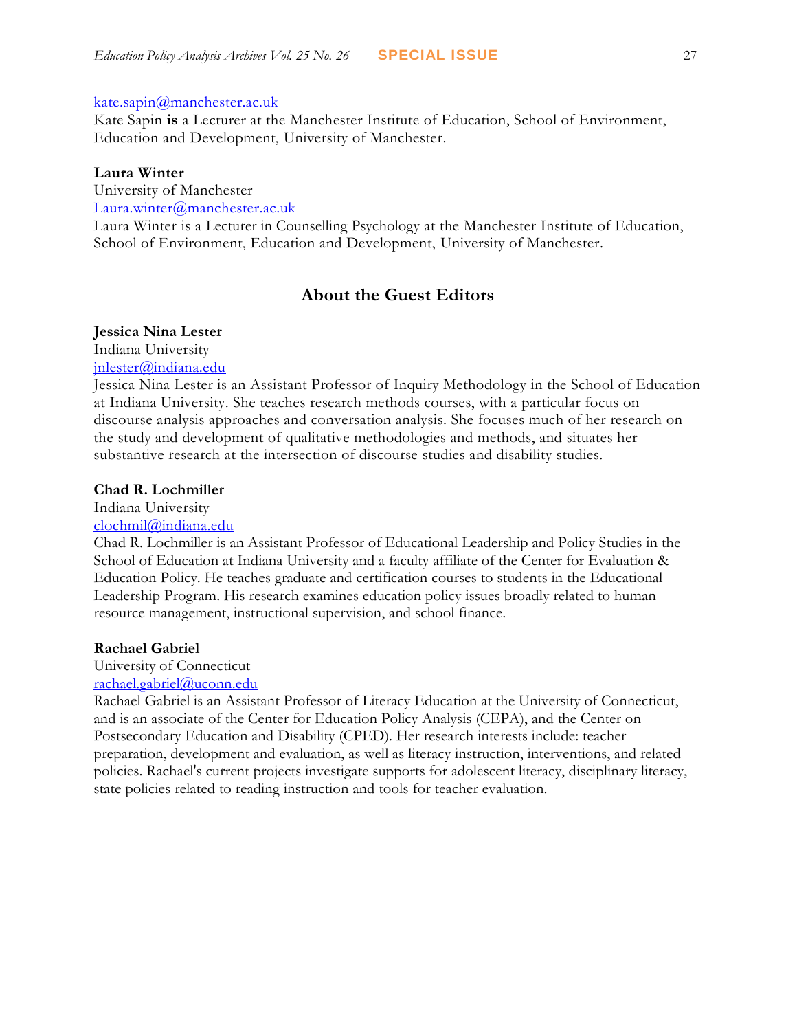kate.sapin@manchester.ac.uk
Kate Sapin **is** a Lecturer at the Manchester Institute of Education, School of Environment, Education and Development, University of Manchester.

**Laura Winter**
University of Manchester
Laura.winter@manchester.ac.uk
Laura Winter is a Lecturer in Counselling Psychology at the Manchester Institute of Education, School of Environment, Education and Development, University of Manchester.

## About the Guest Editors

**Jessica Nina Lester**
Indiana University
jnlester@indiana.edu
Jessica Nina Lester is an Assistant Professor of Inquiry Methodology in the School of Education at Indiana University. She teaches research methods courses, with a particular focus on discourse analysis approaches and conversation analysis. She focuses much of her research on the study and development of qualitative methodologies and methods, and situates her substantive research at the intersection of discourse studies and disability studies.

**Chad R. Lochmiller**
Indiana University
clochmil@indiana.edu
Chad R. Lochmiller is an Assistant Professor of Educational Leadership and Policy Studies in the School of Education at Indiana University and a faculty affiliate of the Center for Evaluation & Education Policy. He teaches graduate and certification courses to students in the Educational Leadership Program. His research examines education policy issues broadly related to human resource management, instructional supervision, and school finance.

**Rachael Gabriel**
University of Connecticut
rachael.gabriel@uconn.edu
Rachael Gabriel is an Assistant Professor of Literacy Education at the University of Connecticut, and is an associate of the Center for Education Policy Analysis (CEPA), and the Center on Postsecondary Education and Disability (CPED). Her research interests include: teacher preparation, development and evaluation, as well as literacy instruction, interventions, and related policies. Rachael's current projects investigate supports for adolescent literacy, disciplinary literacy, state policies related to reading instruction and tools for teacher evaluation.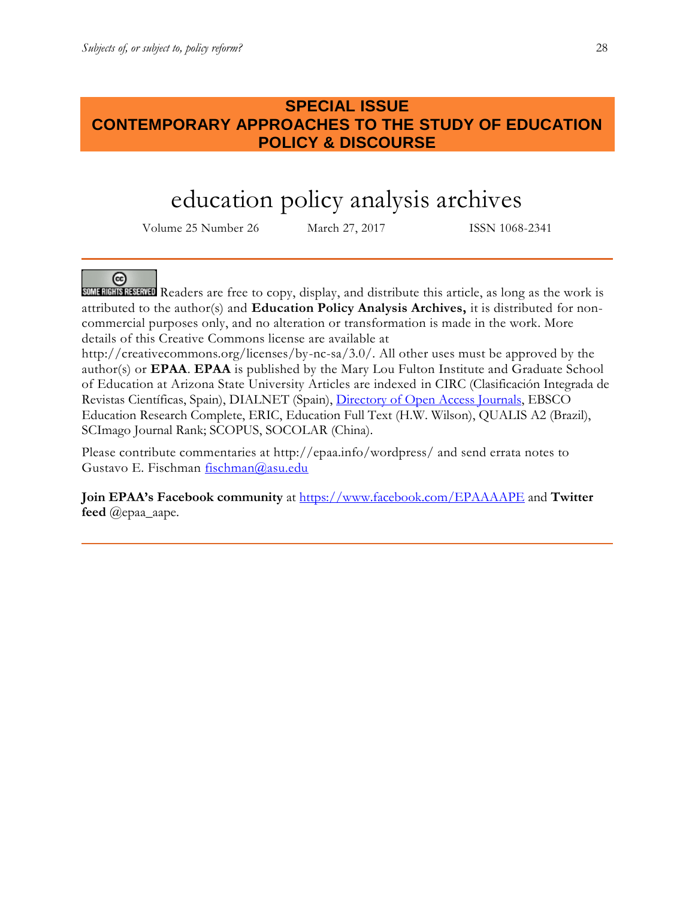## SPECIAL ISSUE
## CONTEMPORARY APPROACHES TO THE STUDY OF EDUCATION POLICY & DISCOURSE

# education policy analysis archives

Volume 25 Number 26 March 27, 2017 ISSN 1068-2341

---

SOME RIGHTS RESERVED Readers are free to copy, display, and distribute this article, as long as the work is attributed to the author(s) and **Education Policy Analysis Archives,** it is distributed for non-commercial purposes only, and no alteration or transformation is made in the work. More details of this Creative Commons license are available at http://creativecommons.org/licenses/by-nc-sa/3.0/. All other uses must be approved by the author(s) or **EPAA**. **EPAA** is published by the Mary Lou Fulton Institute and Graduate School of Education at Arizona State University Articles are indexed in CIRC (Clasificación Integrada de Revistas Científicas, Spain), DIALNET (Spain), Directory of Open Access Journals, EBSCO Education Research Complete, ERIC, Education Full Text (H.W. Wilson), QUALIS A2 (Brazil), SCImago Journal Rank; SCOPUS, SOCOLAR (China).

Please contribute commentaries at http://epaa.info/wordpress/ and send errata notes to Gustavo E. Fischman fischman@asu.edu

**Join EPAA's Facebook community** at https://www.facebook.com/EPAAAAPE and **Twitter feed** @epaa_aape.

---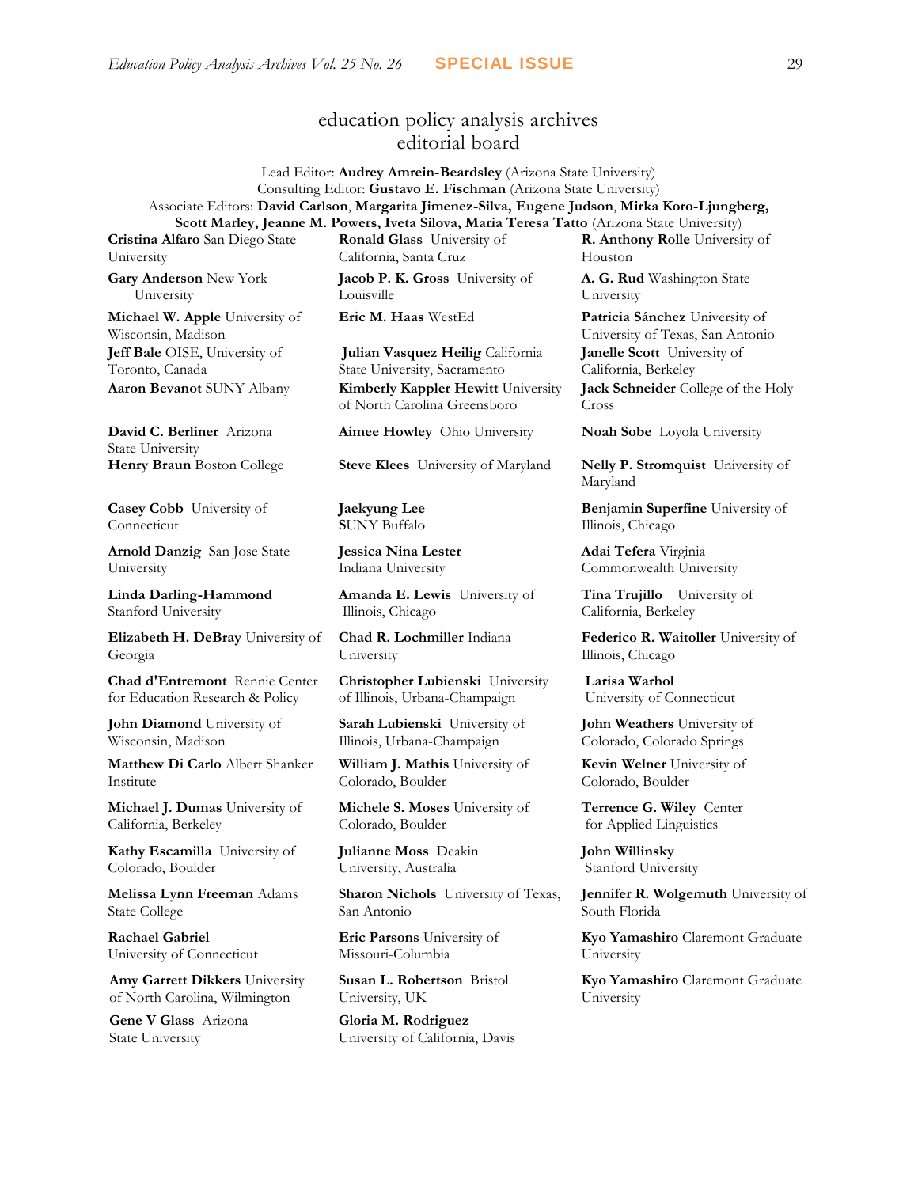# education policy analysis archives
## editorial board

Lead Editor: **Audrey Amrein-Beardsley** (Arizona State University)
Consulting Editor: **Gustavo E. Fischman** (Arizona State University)
Associate Editors: **David Carlson**, **Margarita Jimenez-Silva, Eugene Judson**, **Mirka Koro-Ljungberg, Scott Marley, Jeanne M. Powers, Iveta Silova, Maria Teresa Tatto** (Arizona State University)

**Cristina Alfaro** San Diego State University

**Gary Anderson** New York University

**Michael W. Apple** University of Wisconsin, Madison

**Jeff Bale** OISE, University of Toronto, Canada

**Aaron Bevanot** SUNY Albany

**David C. Berliner** Arizona State University

**Henry Braun** Boston College

**Casey Cobb** University of Connecticut

**Arnold Danzig** San Jose State University

**Linda Darling-Hammond** Stanford University

**Elizabeth H. DeBray** University of Georgia

**Chad d'Entremont** Rennie Center for Education Research & Policy

**John Diamond** University of Wisconsin, Madison

**Matthew Di Carlo** Albert Shanker Institute

**Michael J. Dumas** University of California, Berkeley

**Kathy Escamilla** University of Colorado, Boulder

**Melissa Lynn Freeman** Adams State College

**Rachael Gabriel** University of Connecticut

**Amy Garrett Dikkers** University of North Carolina, Wilmington

**Gene V Glass** Arizona State University

**Ronald Glass** University of California, Santa Cruz

**Jacob P. K. Gross** University of Louisville

**Eric M. Haas** WestEd

**Julian Vasquez Heilig** California State University, Sacramento

**Kimberly Kappler Hewitt** University of North Carolina Greensboro

**Aimee Howley** Ohio University

**Steve Klees** University of Maryland

**Jaekyung Lee** SUNY Buffalo

**Jessica Nina Lester** Indiana University

**Amanda E. Lewis** University of Illinois, Chicago

**Chad R. Lochmiller** Indiana University

**Christopher Lubienski** University of Illinois, Urbana-Champaign

**Sarah Lubienski** University of Illinois, Urbana-Champaign

**William J. Mathis** University of Colorado, Boulder

**Michele S. Moses** University of Colorado, Boulder

**Julianne Moss** Deakin University, Australia

**Sharon Nichols** University of Texas, San Antonio

**Eric Parsons** University of Missouri-Columbia

**Susan L. Robertson** Bristol University, UK

**Gloria M. Rodriguez** University of California, Davis

**R. Anthony Rolle** University of Houston

**A. G. Rud** Washington State University

**Patricia Sánchez** University of University of Texas, San Antonio

**Janelle Scott** University of California, Berkeley

**Jack Schneider** College of the Holy Cross

**Noah Sobe** Loyola University

**Nelly P. Stromquist** University of Maryland

**Benjamin Superfine** University of Illinois, Chicago

**Adai Tefera** Virginia Commonwealth University

**Tina Trujillo** University of California, Berkeley

**Federico R. Waitoller** University of Illinois, Chicago

**Larisa Warhol** University of Connecticut

**John Weathers** University of Colorado, Colorado Springs

**Kevin Welner** University of Colorado, Boulder

**Terrence G. Wiley** Center for Applied Linguistics

**John Willinsky** Stanford University

**Jennifer R. Wolgemuth** University of South Florida

**Kyo Yamashiro** Claremont Graduate University

**Kyo Yamashiro** Claremont Graduate University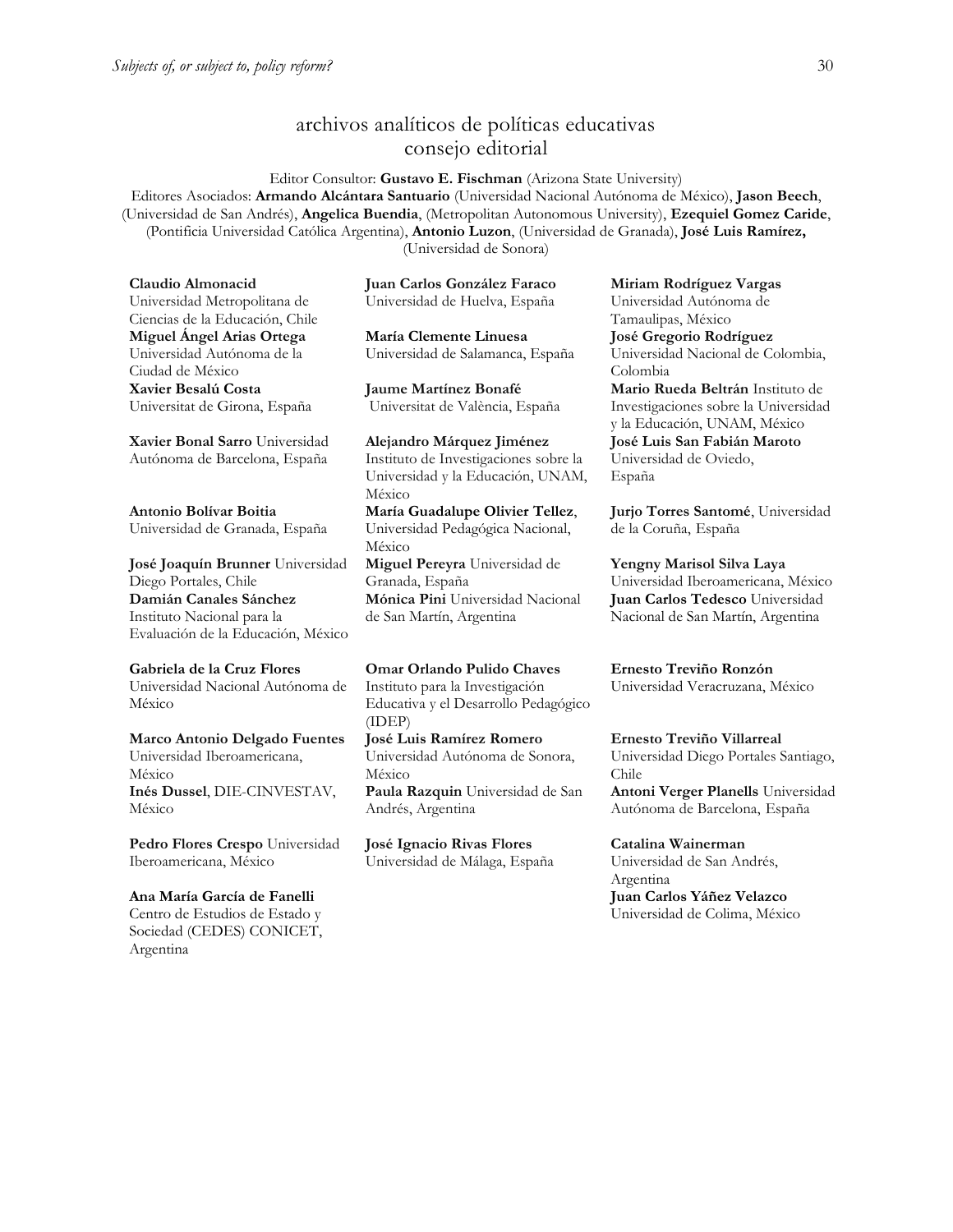## archivos analíticos de políticas educativas
## consejo editorial

Editor Consultor: **Gustavo E. Fischman** (Arizona State University)
Editores Asociados: **Armando Alcántara Santuario** (Universidad Nacional Autónoma de México), **Jason Beech**, (Universidad de San Andrés), **Angelica Buendia**, (Metropolitan Autonomous University), **Ezequiel Gomez Caride**, (Pontificia Universidad Católica Argentina), **Antonio Luzon**, (Universidad de Granada), **José Luis Ramírez,** (Universidad de Sonora)

**Claudio Almonacid**
Universidad Metropolitana de Ciencias de la Educación, Chile

**Miguel Ángel Arias Ortega**
Universidad Autónoma de la Ciudad de México

**Xavier Besalú Costa**
Universitat de Girona, España

**Xavier Bonal Sarro** Universidad Autónoma de Barcelona, España

**Antonio Bolívar Boitia**
Universidad de Granada, España

**José Joaquín Brunner** Universidad Diego Portales, Chile

**Damián Canales Sánchez**
Instituto Nacional para la Evaluación de la Educación, México

**Gabriela de la Cruz Flores**
Universidad Nacional Autónoma de México

**Marco Antonio Delgado Fuentes**
Universidad Iberoamericana, México

**Inés Dussel**, DIE-CINVESTAV, México

**Pedro Flores Crespo** Universidad Iberoamericana, México

**Ana María García de Fanelli**
Centro de Estudios de Estado y Sociedad (CEDES) CONICET, Argentina

**Juan Carlos González Faraco**
Universidad de Huelva, España

**María Clemente Linuesa**
Universidad de Salamanca, España

**Jaume Martínez Bonafé**
Universitat de València, España

**Alejandro Márquez Jiménez**
Instituto de Investigaciones sobre la Universidad y la Educación, UNAM, México

**María Guadalupe Olivier Tellez**, Universidad Pedagógica Nacional, México

**Miguel Pereyra** Universidad de Granada, España

**Mónica Pini** Universidad Nacional de San Martín, Argentina

**Omar Orlando Pulido Chaves**
Instituto para la Investigación Educativa y el Desarrollo Pedagógico (IDEP)

**José Luis Ramírez Romero**
Universidad Autónoma de Sonora, México

**Paula Razquin** Universidad de San Andrés, Argentina

**José Ignacio Rivas Flores**
Universidad de Málaga, España

**Miriam Rodríguez Vargas**
Universidad Autónoma de Tamaulipas, México

**José Gregorio Rodríguez**
Universidad Nacional de Colombia, Colombia

**Mario Rueda Beltrán** Instituto de Investigaciones sobre la Universidad y la Educación, UNAM, México

**José Luis San Fabián Maroto**
Universidad de Oviedo, España

**Jurjo Torres Santomé**, Universidad de la Coruña, España

**Yengny Marisol Silva Laya**
Universidad Iberoamericana, México

**Juan Carlos Tedesco** Universidad Nacional de San Martín, Argentina

**Ernesto Treviño Ronzón**
Universidad Veracruzana, México

**Ernesto Treviño Villarreal**
Universidad Diego Portales Santiago, Chile

**Antoni Verger Planells** Universidad Autónoma de Barcelona, España

**Catalina Wainerman**
Universidad de San Andrés, Argentina

**Juan Carlos Yáñez Velazco**
Universidad de Colima, México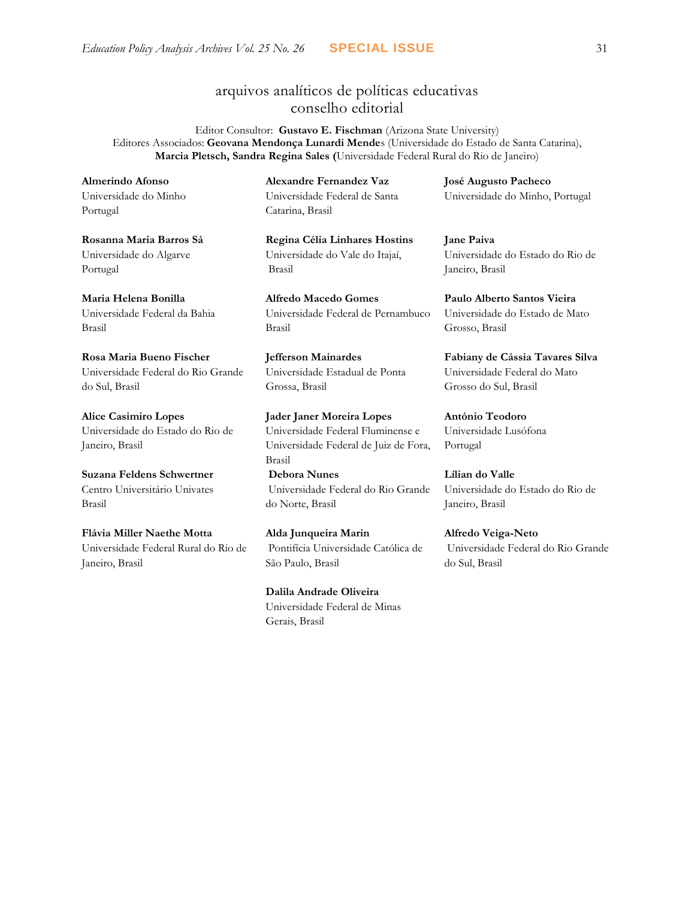## arquivos analíticos de políticas educativas
## conselho editorial

Editor Consultor: **Gustavo E. Fischman** (Arizona State University)
Editores Associados: **Geovana Mendonça Lunardi Mende**s (Universidade do Estado de Santa Catarina), **Marcia Pletsch, Sandra Regina Sales (**Universidade Federal Rural do Rio de Janeiro)

**Almerindo Afonso**
Universidade do Minho
Portugal

**Rosanna Maria Barros Sá**
Universidade do Algarve
Portugal

**Maria Helena Bonilla**
Universidade Federal da Bahia
Brasil

**Rosa Maria Bueno Fischer**
Universidade Federal do Rio Grande do Sul, Brasil

**Alice Casimiro Lopes**
Universidade do Estado do Rio de Janeiro, Brasil

**Suzana Feldens Schwertner**
Centro Universitário Univates
Brasil

**Flávia Miller Naethe Motta**
Universidade Federal Rural do Rio de Janeiro, Brasil

**Alexandre Fernandez Vaz**
Universidade Federal de Santa Catarina, Brasil

**Regina Célia Linhares Hostins**
Universidade do Vale do Itajaí, Brasil

**Alfredo Macedo Gomes**
Universidade Federal de Pernambuco
Brasil

**Jefferson Mainardes**
Universidade Estadual de Ponta Grossa, Brasil

**Jader Janer Moreira Lopes**
Universidade Federal Fluminense e Universidade Federal de Juiz de Fora, Brasil

**Debora Nunes**
Universidade Federal do Rio Grande do Norte, Brasil

**Alda Junqueira Marin**
Pontifícia Universidade Católica de São Paulo, Brasil

**Dalila Andrade Oliveira**
Universidade Federal de Minas Gerais, Brasil

**José Augusto Pacheco**
Universidade do Minho, Portugal

**Jane Paiva**
Universidade do Estado do Rio de Janeiro, Brasil

**Paulo Alberto Santos Vieira**
Universidade do Estado de Mato Grosso, Brasil

**Fabiany de Cássia Tavares Silva**
Universidade Federal do Mato Grosso do Sul, Brasil

**António Teodoro**
Universidade Lusófona
Portugal

**Lílian do Valle**
Universidade do Estado do Rio de Janeiro, Brasil

**Alfredo Veiga-Neto**
Universidade Federal do Rio Grande do Sul, Brasil